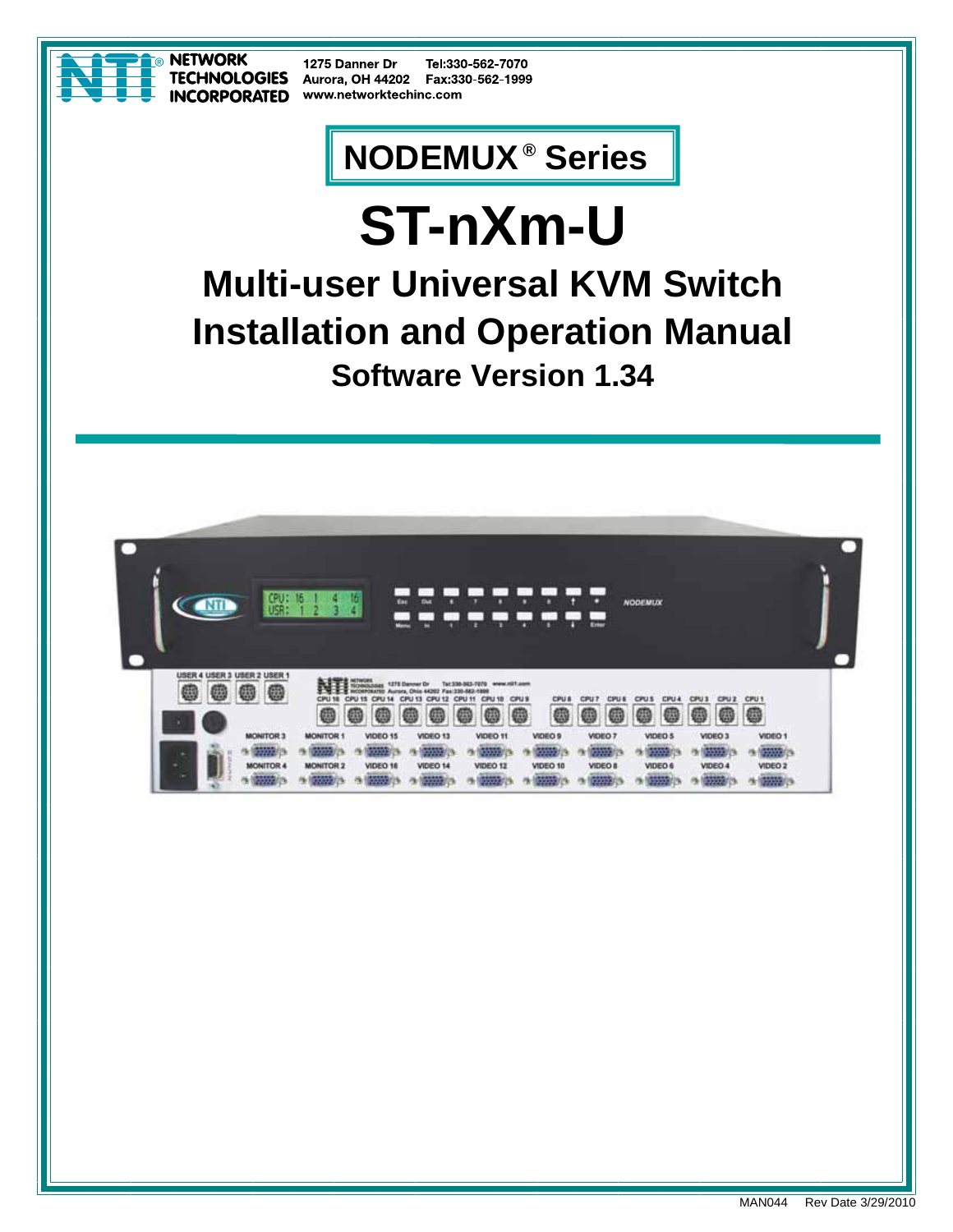NETWORK TECHNOLOGIES INCORPORATED

1275 Danner Dr
Aurora, OH 44202
www.networktechinc.com

Tel:330-562-7070
Fax:330-562-1999

# NODEMUX® Series

# ST-nXm-U

## Multi-user Universal KVM Switch
## Installation and Operation Manual

### Software Version 1.34

MAN044 Rev Date 3/29/2010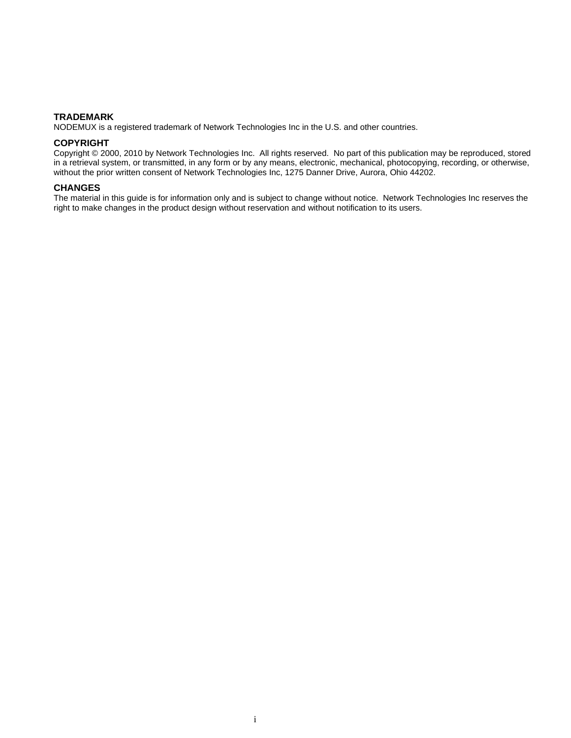**TRADEMARK**
NODEMUX is a registered trademark of Network Technologies Inc in the U.S. and other countries.

**COPYRIGHT**
Copyright © 2000, 2010 by Network Technologies Inc. All rights reserved. No part of this publication may be reproduced, stored in a retrieval system, or transmitted, in any form or by any means, electronic, mechanical, photocopying, recording, or otherwise, without the prior written consent of Network Technologies Inc, 1275 Danner Drive, Aurora, Ohio 44202.

**CHANGES**
The material in this guide is for information only and is subject to change without notice. Network Technologies Inc reserves the right to make changes in the product design without reservation and without notification to its users.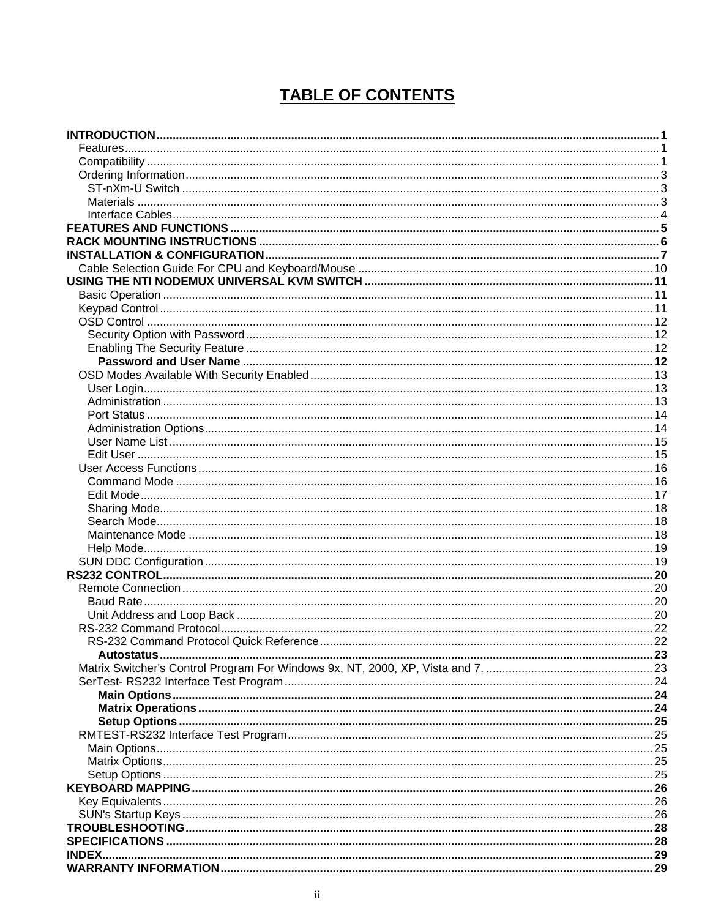# TABLE OF CONTENTS

**INTRODUCTION** .......... **1**
- Features .......... 1
- Compatibility .......... 1
- Ordering Information .......... 3
  - ST-nXm-U Switch .......... 3
  - Materials .......... 3
  - Interface Cables .......... 4

**FEATURES AND FUNCTIONS** .......... **5**

**RACK MOUNTING INSTRUCTIONS** .......... **6**

**INSTALLATION & CONFIGURATION** .......... **7**
- Cable Selection Guide For CPU and Keyboard/Mouse .......... 10

**USING THE NTI NODEMUX UNIVERSAL KVM SWITCH** .......... **11**
- Basic Operation .......... 11
- Keypad Control .......... 11
- OSD Control .......... 12
  - Security Option with Password .......... 12
  - Enabling The Security Feature .......... 12
    - **Password and User Name** .......... **12**
- OSD Modes Available With Security Enabled .......... 13
  - User Login .......... 13
  - Administration .......... 13
  - Port Status .......... 14
  - Administration Options .......... 14
  - User Name List .......... 15
  - Edit User .......... 15
- User Access Functions .......... 16
  - Command Mode .......... 16
  - Edit Mode .......... 17
  - Sharing Mode .......... 18
  - Search Mode .......... 18
  - Maintenance Mode .......... 18
  - Help Mode .......... 19
- SUN DDC Configuration .......... 19

**RS232 CONTROL** .......... **20**
- Remote Connection .......... 20
  - Baud Rate .......... 20
  - Unit Address and Loop Back .......... 20
- RS-232 Command Protocol .......... 22
  - RS-232 Command Protocol Quick Reference .......... 22
    - **Autostatus** .......... **23**
- Matrix Switcher's Control Program For Windows 9x, NT, 2000, XP, Vista and 7. .......... 23
- SerTest- RS232 Interface Test Program .......... 24
    - **Main Options** .......... **24**
    - **Matrix Operations** .......... **24**
    - **Setup Options** .......... **25**
- RMTEST-RS232 Interface Test Program .......... 25
  - Main Options .......... 25
  - Matrix Options .......... 25
  - Setup Options .......... 25

**KEYBOARD MAPPING** .......... **26**
- Key Equivalents .......... 26
- SUN's Startup Keys .......... 26

**TROUBLESHOOTING** .......... **28**

**SPECIFICATIONS** .......... **28**

**INDEX** .......... **29**

**WARRANTY INFORMATION** .......... **29**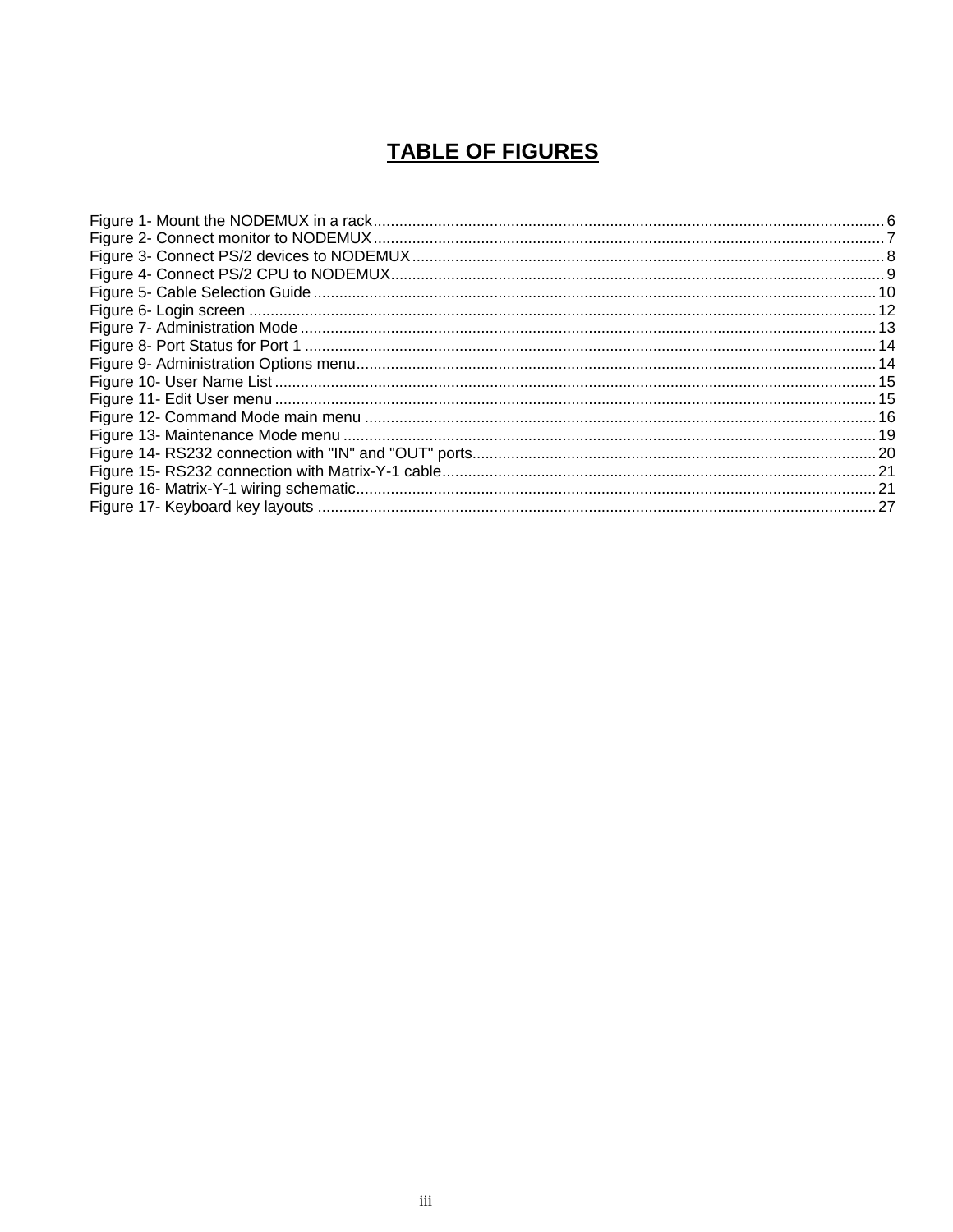# TABLE OF FIGURES

Figure 1- Mount the NODEMUX in a rack ........................................................................................................ 6
Figure 2- Connect monitor to NODEMUX ....................................................................................................... 7
Figure 3- Connect PS/2 devices to NODEMUX ............................................................................................... 8
Figure 4- Connect PS/2 CPU to NODEMUX .................................................................................................... 9
Figure 5- Cable Selection Guide .................................................................................................................... 10
Figure 6- Login screen .................................................................................................................................. 12
Figure 7- Administration Mode ...................................................................................................................... 13
Figure 8- Port Status for Port 1 ..................................................................................................................... 14
Figure 9- Administration Options menu ......................................................................................................... 14
Figure 10- User Name List ............................................................................................................................ 15
Figure 11- Edit User menu ............................................................................................................................ 15
Figure 12- Command Mode main menu ........................................................................................................ 16
Figure 13- Maintenance Mode menu ............................................................................................................. 19
Figure 14- RS232 connection with "IN" and "OUT" ports ............................................................................... 20
Figure 15- RS232 connection with Matrix-Y-1 cable ...................................................................................... 21
Figure 16- Matrix-Y-1 wiring schematic .......................................................................................................... 21
Figure 17- Keyboard key layouts ................................................................................................................... 27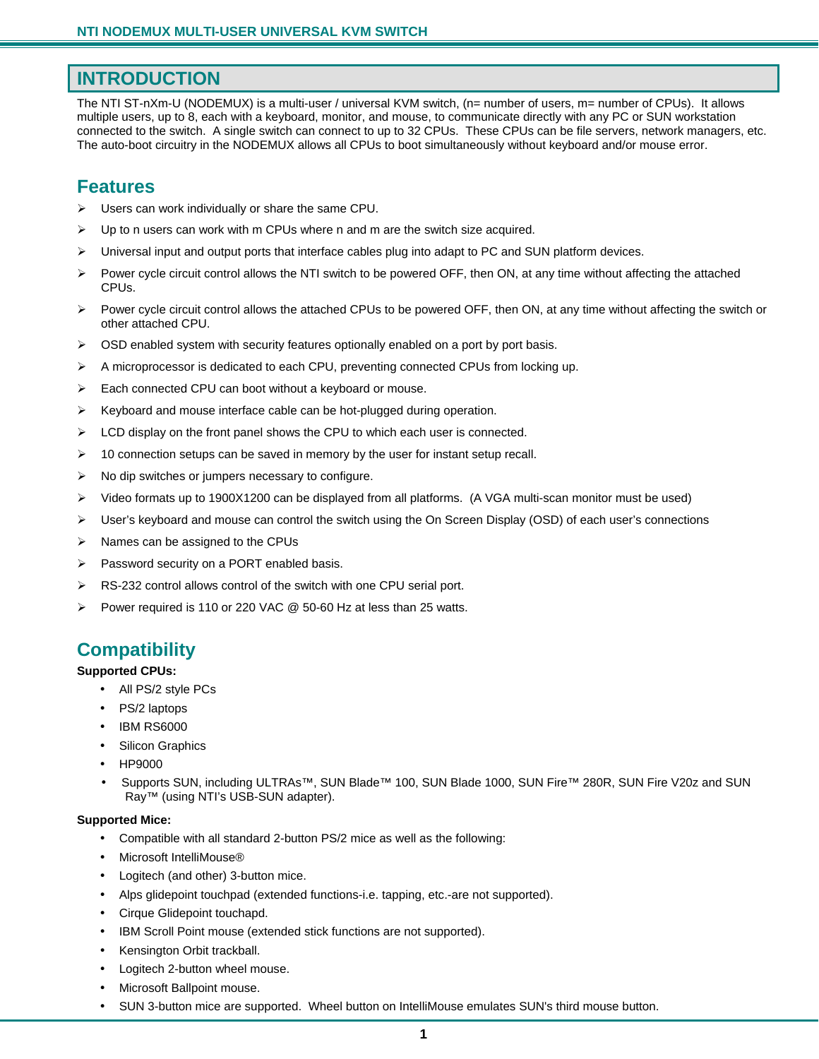# INTRODUCTION

The NTI ST-nXm-U (NODEMUX) is a multi-user / universal KVM switch, (n= number of users, m= number of CPUs). It allows multiple users, up to 8, each with a keyboard, monitor, and mouse, to communicate directly with any PC or SUN workstation connected to the switch. A single switch can connect to up to 32 CPUs. These CPUs can be file servers, network managers, etc. The auto-boot circuitry in the NODEMUX allows all CPUs to boot simultaneously without keyboard and/or mouse error.

## Features

- Users can work individually or share the same CPU.
- Up to n users can work with m CPUs where n and m are the switch size acquired.
- Universal input and output ports that interface cables plug into adapt to PC and SUN platform devices.
- Power cycle circuit control allows the NTI switch to be powered OFF, then ON, at any time without affecting the attached CPUs.
- Power cycle circuit control allows the attached CPUs to be powered OFF, then ON, at any time without affecting the switch or other attached CPU.
- OSD enabled system with security features optionally enabled on a port by port basis.
- A microprocessor is dedicated to each CPU, preventing connected CPUs from locking up.
- Each connected CPU can boot without a keyboard or mouse.
- Keyboard and mouse interface cable can be hot-plugged during operation.
- LCD display on the front panel shows the CPU to which each user is connected.
- 10 connection setups can be saved in memory by the user for instant setup recall.
- No dip switches or jumpers necessary to configure.
- Video formats up to 1900X1200 can be displayed from all platforms. (A VGA multi-scan monitor must be used)
- User's keyboard and mouse can control the switch using the On Screen Display (OSD) of each user's connections
- Names can be assigned to the CPUs
- Password security on a PORT enabled basis.
- RS-232 control allows control of the switch with one CPU serial port.
- Power required is 110 or 220 VAC @ 50-60 Hz at less than 25 watts.

## Compatibility

**Supported CPUs:**

- All PS/2 style PCs
- PS/2 laptops
- IBM RS6000
- Silicon Graphics
- HP9000
- Supports SUN, including ULTRAs™, SUN Blade™ 100, SUN Blade 1000, SUN Fire™ 280R, SUN Fire V20z and SUN Ray™ (using NTI's USB-SUN adapter).

**Supported Mice:**

- Compatible with all standard 2-button PS/2 mice as well as the following:
- Microsoft IntelliMouse®
- Logitech (and other) 3-button mice.
- Alps glidepoint touchpad (extended functions-i.e. tapping, etc.-are not supported).
- Cirque Glidepoint touchapd.
- IBM Scroll Point mouse (extended stick functions are not supported).
- Kensington Orbit trackball.
- Logitech 2-button wheel mouse.
- Microsoft Ballpoint mouse.
- SUN 3-button mice are supported. Wheel button on IntelliMouse emulates SUN's third mouse button.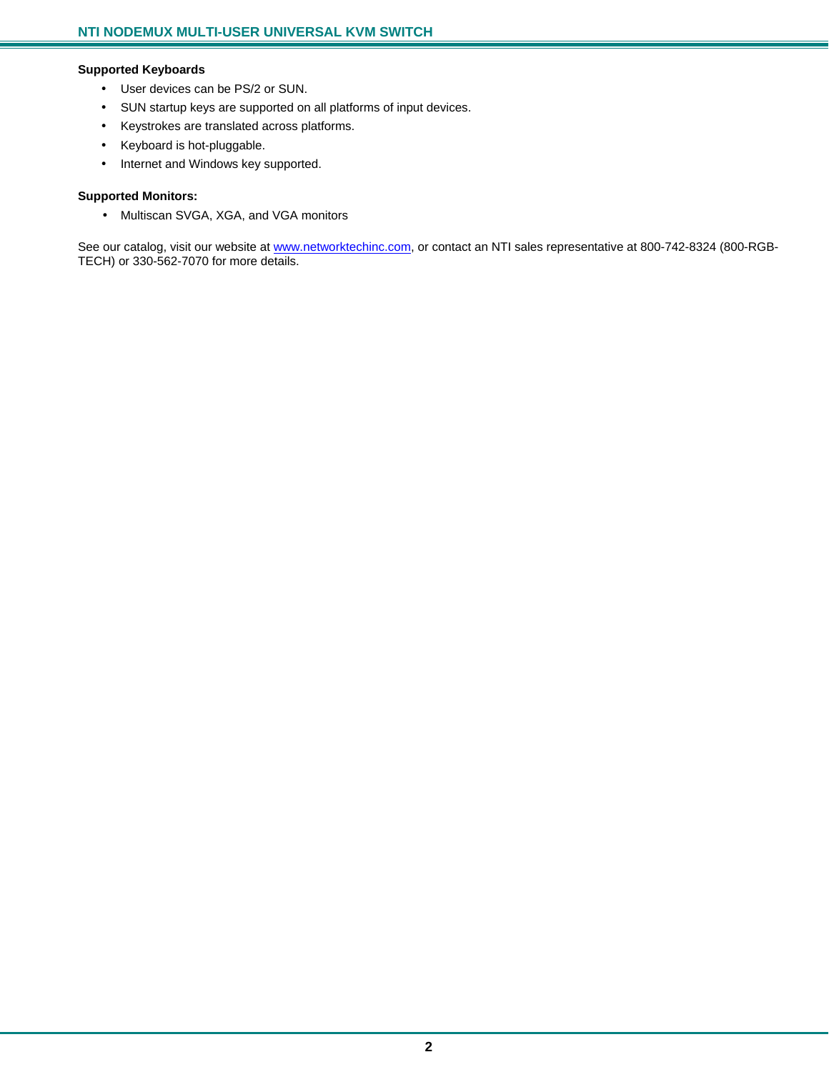**Supported Keyboards**

- User devices can be PS/2 or SUN.
- SUN startup keys are supported on all platforms of input devices.
- Keystrokes are translated across platforms.
- Keyboard is hot-pluggable.
- Internet and Windows key supported.

**Supported Monitors:**

- Multiscan SVGA, XGA, and VGA monitors

See our catalog, visit our website at www.networktechinc.com, or contact an NTI sales representative at 800-742-8324 (800-RGB-TECH) or 330-562-7070 for more details.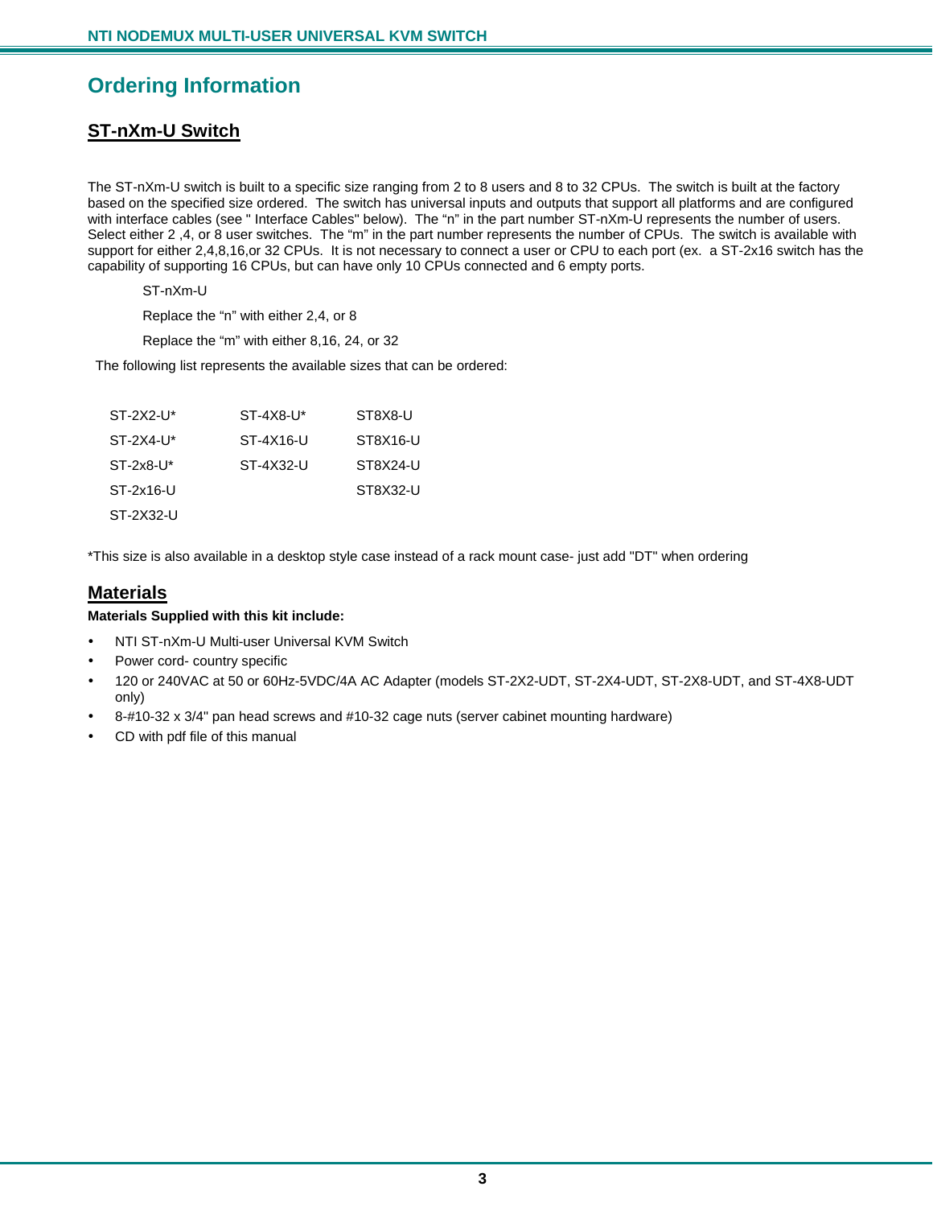# Ordering Information

## ST-nXm-U Switch

The ST-nXm-U switch is built to a specific size ranging from 2 to 8 users and 8 to 32 CPUs. The switch is built at the factory based on the specified size ordered. The switch has universal inputs and outputs that support all platforms and are configured with interface cables (see " Interface Cables" below). The “n” in the part number ST-nXm-U represents the number of users. Select either 2 ,4, or 8 user switches. The “m” in the part number represents the number of CPUs. The switch is available with support for either 2,4,8,16,or 32 CPUs. It is not necessary to connect a user or CPU to each port (ex. a ST-2x16 switch has the capability of supporting 16 CPUs, but can have only 10 CPUs connected and 6 empty ports.

ST-nXm-U

Replace the “n” with either 2,4, or 8

Replace the “m” with either 8,16, 24, or 32

The following list represents the available sizes that can be ordered:

| | | |
|---|---|---|
| ST-2X2-U* | ST-4X8-U* | ST8X8-U |
| ST-2X4-U* | ST-4X16-U | ST8X16-U |
| ST-2x8-U* | ST-4X32-U | ST8X24-U |
| ST-2x16-U | | ST8X32-U |
| ST-2X32-U | | |

*This size is also available in a desktop style case instead of a rack mount case- just add "DT" when ordering

## Materials

**Materials Supplied with this kit include:**

- NTI ST-nXm-U Multi-user Universal KVM Switch
- Power cord- country specific
- 120 or 240VAC at 50 or 60Hz-5VDC/4A AC Adapter (models ST-2X2-UDT, ST-2X4-UDT, ST-2X8-UDT, and ST-4X8-UDT only)
- 8-#10-32 x 3/4" pan head screws and #10-32 cage nuts (server cabinet mounting hardware)
- CD with pdf file of this manual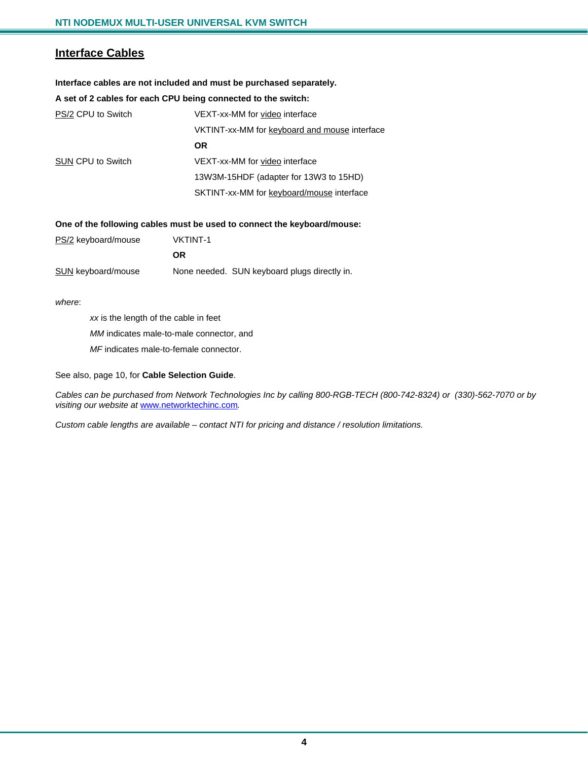## Interface Cables

**Interface cables are not included and must be purchased separately.**

**A set of 2 cables for each CPU being connected to the switch:**

| | |
|---|---|
| PS/2 CPU to Switch | VEXT-xx-MM for video interface |
| | VKTINT-xx-MM for keyboard and mouse interface |
| | **OR** |
| SUN CPU to Switch | VEXT-xx-MM for video interface |
| | 13W3M-15HDF (adapter for 13W3 to 15HD) |
| | SKTINT-xx-MM for keyboard/mouse interface |

**One of the following cables must be used to connect the keyboard/mouse:**

| | |
|---|---|
| PS/2 keyboard/mouse | VKTINT-1 |
| | **OR** |
| SUN keyboard/mouse | None needed. SUN keyboard plugs directly in. |

*where*:

*xx* is the length of the cable in feet

*MM* indicates male-to-male connector, and

*MF* indicates male-to-female connector.

See also, page 10, for **Cable Selection Guide**.

*Cables can be purchased from Network Technologies Inc by calling 800-RGB-TECH (800-742-8324) or (330)-562-7070 or by visiting our website at www.networktechinc.com.*

*Custom cable lengths are available – contact NTI for pricing and distance / resolution limitations.*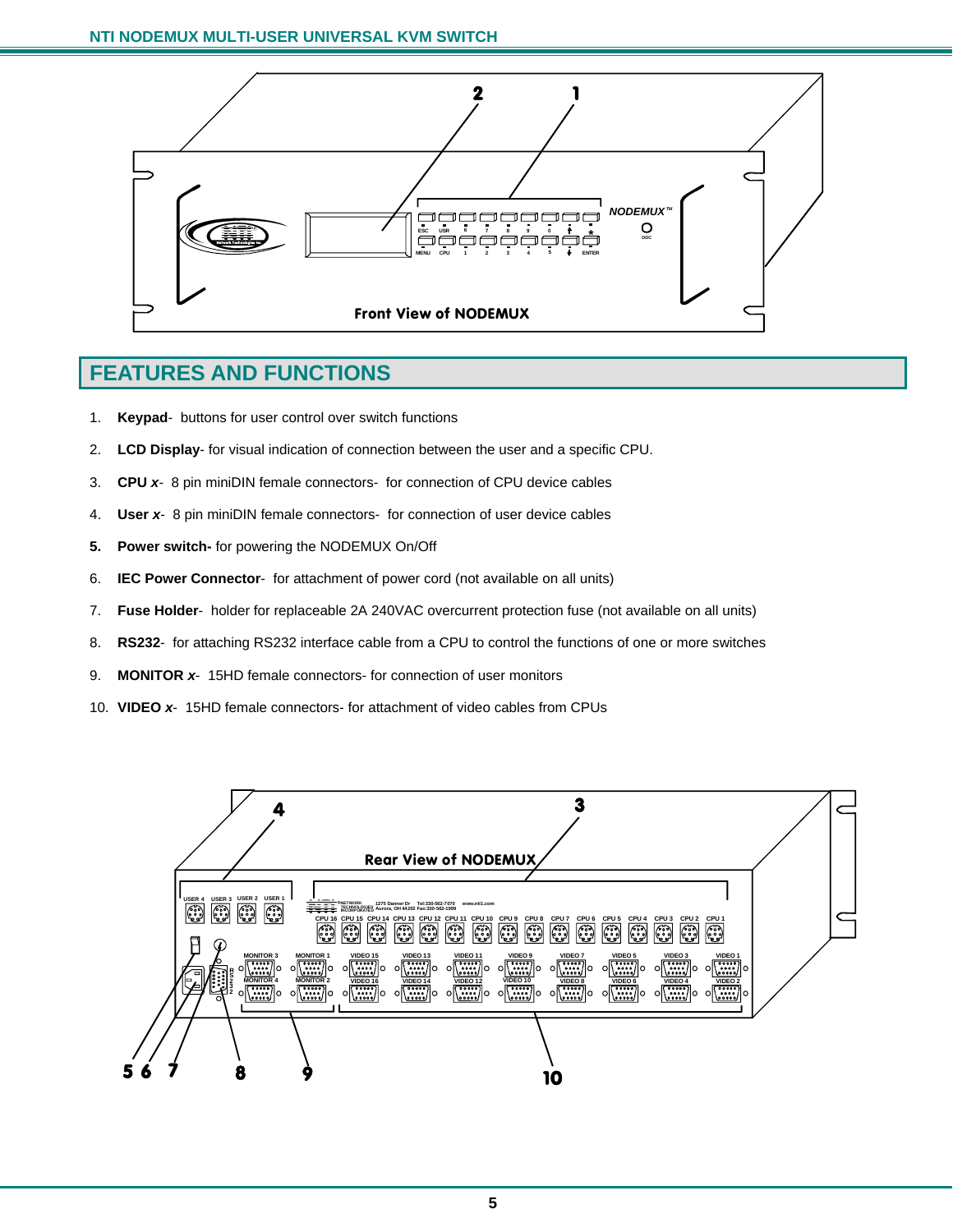Front View of NODEMUX

## FEATURES AND FUNCTIONS

1. **Keypad**- buttons for user control over switch functions
2. **LCD Display**- for visual indication of connection between the user and a specific CPU.
3. **CPU *x***- 8 pin miniDIN female connectors- for connection of CPU device cables
4. **User *x***- 8 pin miniDIN female connectors- for connection of user device cables
5. **Power switch-** for powering the NODEMUX On/Off
6. **IEC Power Connector**- for attachment of power cord (not available on all units)
7. **Fuse Holder**- holder for replaceable 2A 240VAC overcurrent protection fuse (not available on all units)
8. **RS232**- for attaching RS232 interface cable from a CPU to control the functions of one or more switches
9. **MONITOR *x***- 15HD female connectors- for connection of user monitors
10. **VIDEO *x***- 15HD female connectors- for attachment of video cables from CPUs

Rear View of NODEMUX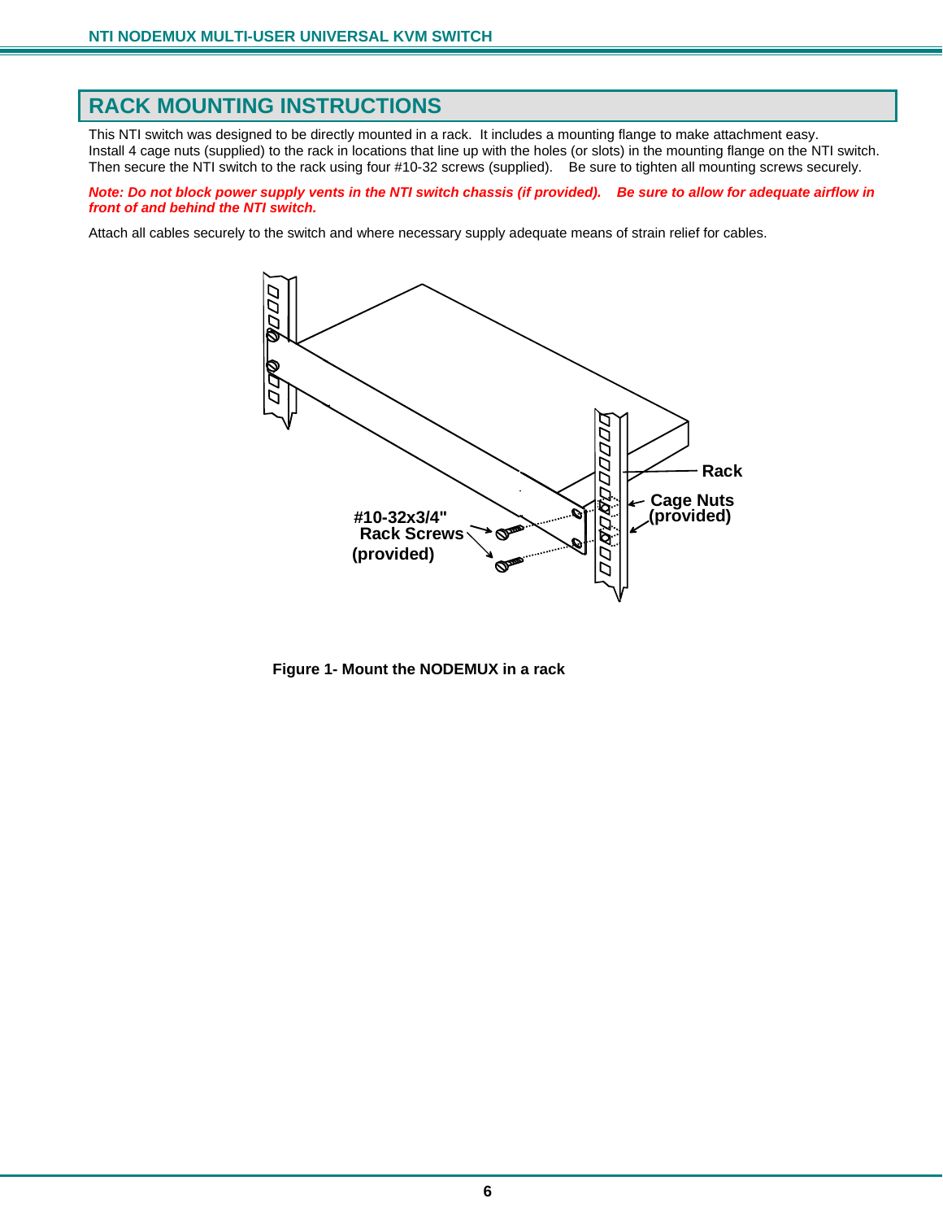## RACK MOUNTING INSTRUCTIONS

This NTI switch was designed to be directly mounted in a rack. It includes a mounting flange to make attachment easy. Install 4 cage nuts (supplied) to the rack in locations that line up with the holes (or slots) in the mounting flange on the NTI switch. Then secure the NTI switch to the rack using four #10-32 screws (supplied). Be sure to tighten all mounting screws securely.

***Note: Do not block power supply vents in the NTI switch chassis (if provided). Be sure to allow for adequate airflow in front of and behind the NTI switch.***

Attach all cables securely to the switch and where necessary supply adequate means of strain relief for cables.

**Figure 1- Mount the NODEMUX in a rack**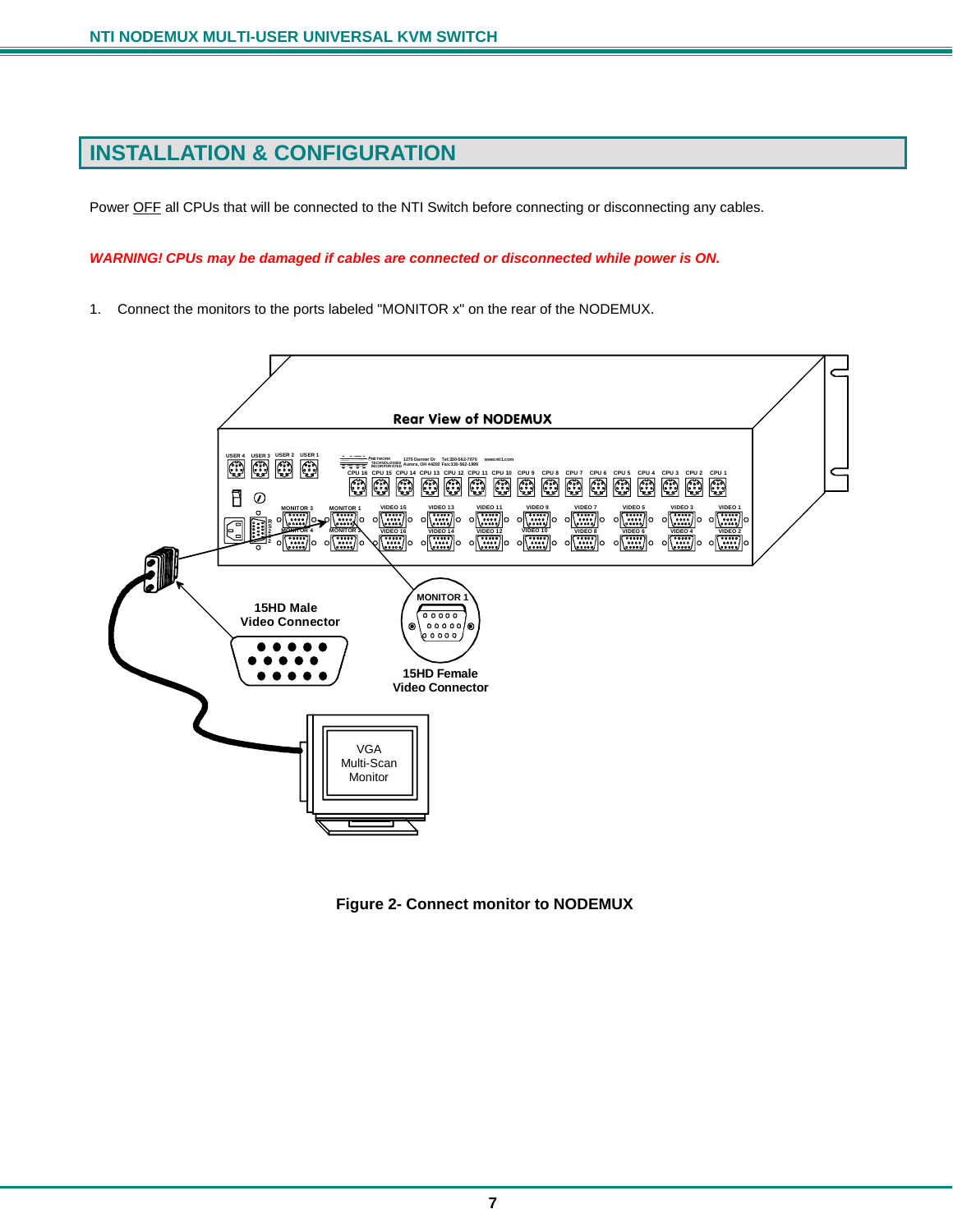# INSTALLATION & CONFIGURATION

Power OFF all CPUs that will be connected to the NTI Switch before connecting or disconnecting any cables.

***WARNING! CPUs may be damaged if cables are connected or disconnected while power is ON.***

1. Connect the monitors to the ports labeled "MONITOR x" on the rear of the NODEMUX.

**Figure 2- Connect monitor to NODEMUX**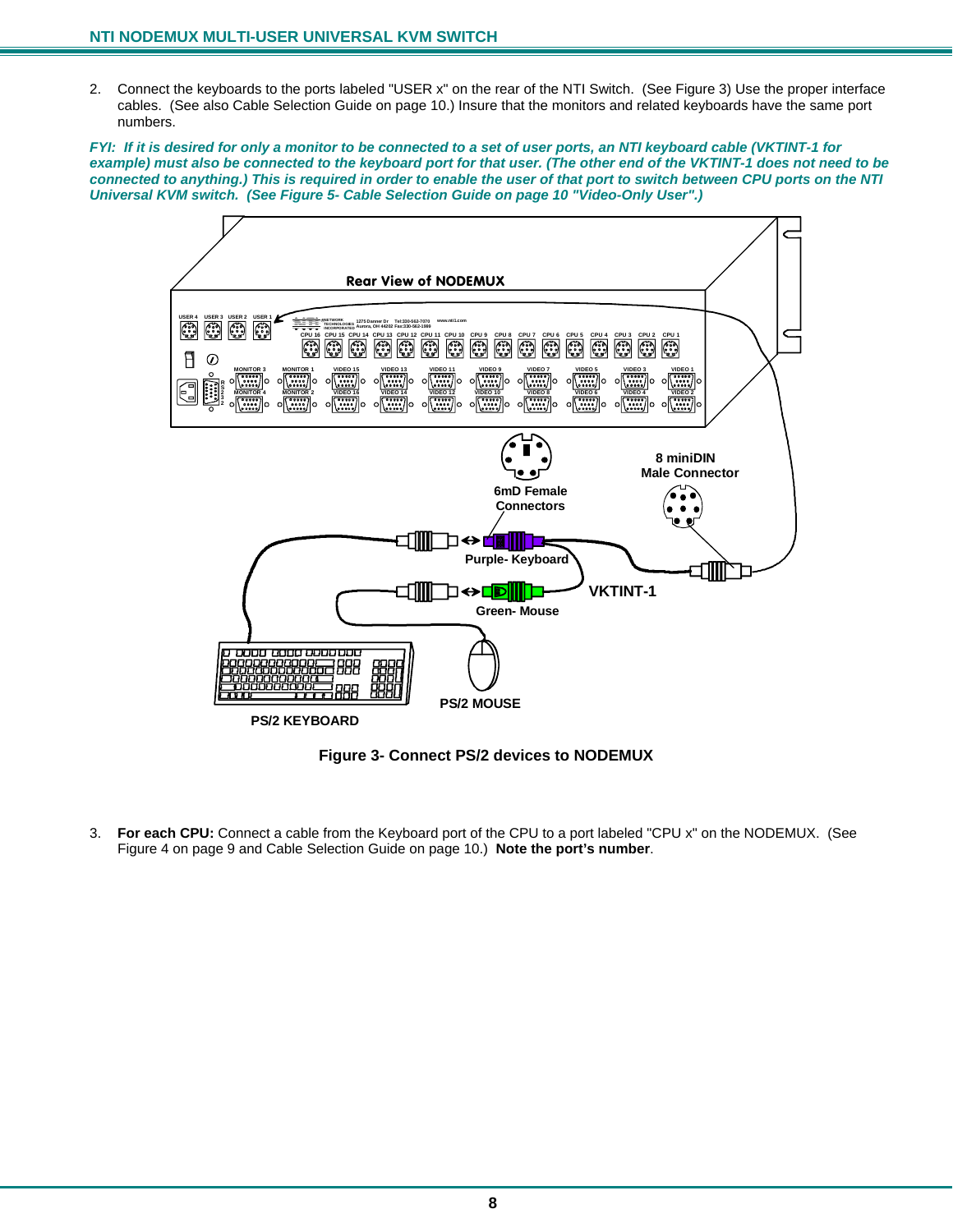2. Connect the keyboards to the ports labeled "USER x" on the rear of the NTI Switch. (See Figure 3) Use the proper interface cables. (See also Cable Selection Guide on page 10.) Insure that the monitors and related keyboards have the same port numbers.

***FYI: If it is desired for only a monitor to be connected to a set of user ports, an NTI keyboard cable (VKTINT-1 for example) must also be connected to the keyboard port for that user. (The other end of the VKTINT-1 does not need to be connected to anything.) This is required in order to enable the user of that port to switch between CPU ports on the NTI Universal KVM switch. (See Figure 5- Cable Selection Guide on page 10 "Video-Only User".)***

**Figure 3- Connect PS/2 devices to NODEMUX**

3. **For each CPU:** Connect a cable from the Keyboard port of the CPU to a port labeled "CPU x" on the NODEMUX. (See Figure 4 on page 9 and Cable Selection Guide on page 10.) **Note the port's number**.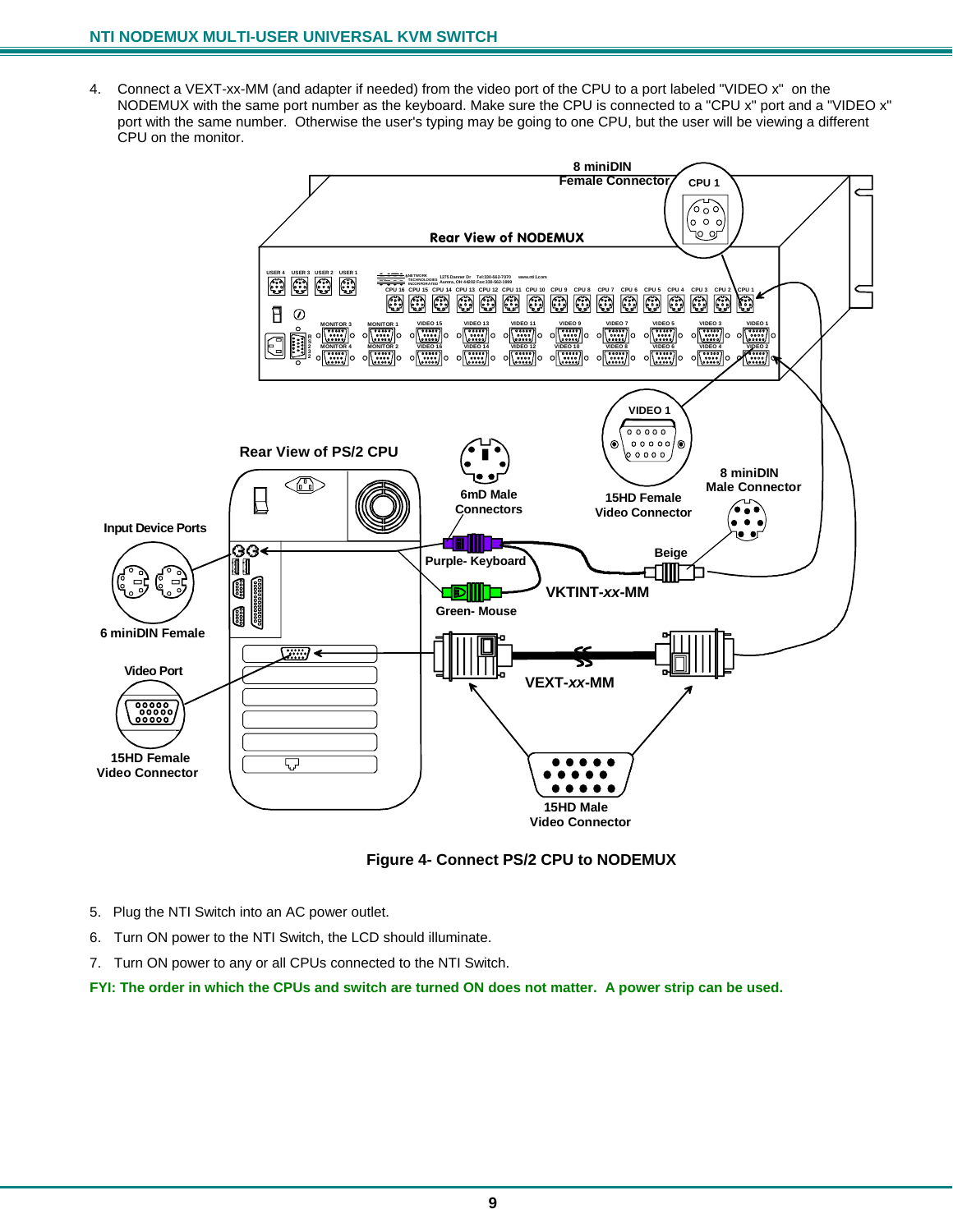4. Connect a VEXT-xx-MM (and adapter if needed) from the video port of the CPU to a port labeled "VIDEO x" on the NODEMUX with the same port number as the keyboard. Make sure the CPU is connected to a "CPU x" port and a "VIDEO x" port with the same number. Otherwise the user's typing may be going to one CPU, but the user will be viewing a different CPU on the monitor.

**Figure 4- Connect PS/2 CPU to NODEMUX**

5. Plug the NTI Switch into an AC power outlet.
6. Turn ON power to the NTI Switch, the LCD should illuminate.
7. Turn ON power to any or all CPUs connected to the NTI Switch.

**FYI: The order in which the CPUs and switch are turned ON does not matter. A power strip can be used.**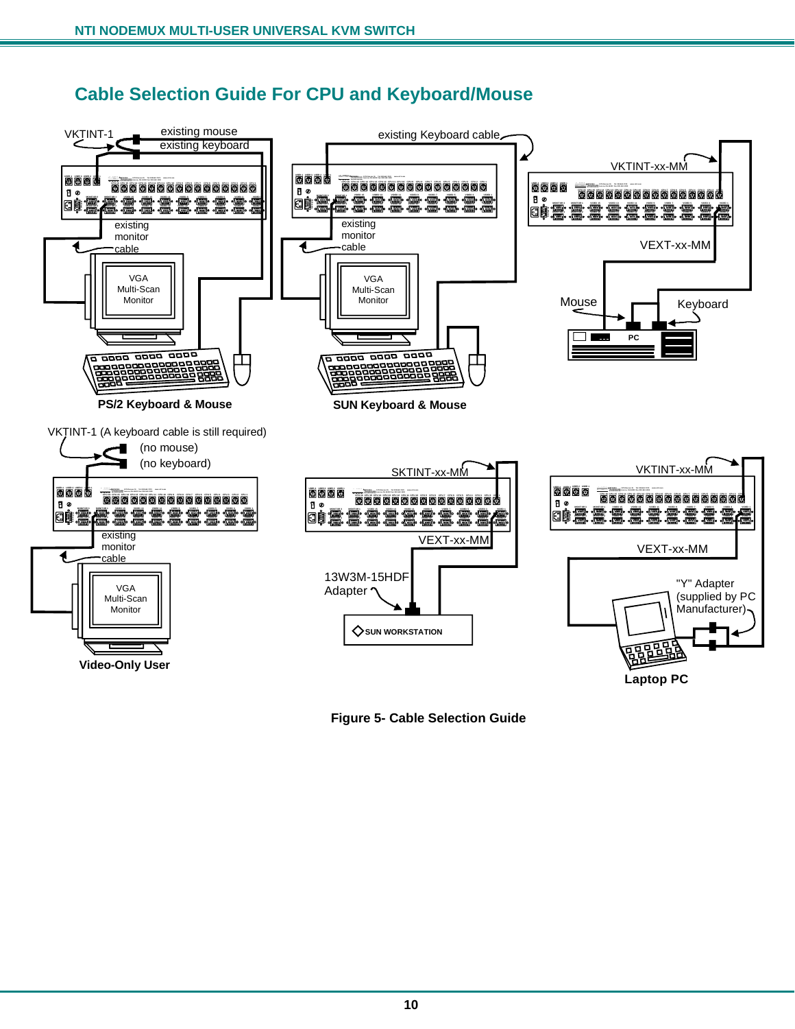## Cable Selection Guide For CPU and Keyboard/Mouse

VKTINT-1 existing mouse existing keyboard

existing monitor cable

VGA Multi-Scan Monitor

**PS/2 Keyboard & Mouse**

existing Keyboard cable

existing monitor cable

VGA Multi-Scan Monitor

**SUN Keyboard & Mouse**

VKTINT-xx-MM

VEXT-xx-MM

Mouse

Keyboard

PC

VKTINT-1 (A keyboard cable is still required)

(no mouse)

(no keyboard)

existing monitor cable

VGA Multi-Scan Monitor

**Video-Only User**

SKTINT-xx-MM

VEXT-xx-MM

13W3M-15HDF Adapter

SUN WORKSTATION

VKTINT-xx-MM

VEXT-xx-MM

"Y" Adapter (supplied by PC Manufacturer)

**Laptop PC**

**Figure 5- Cable Selection Guide**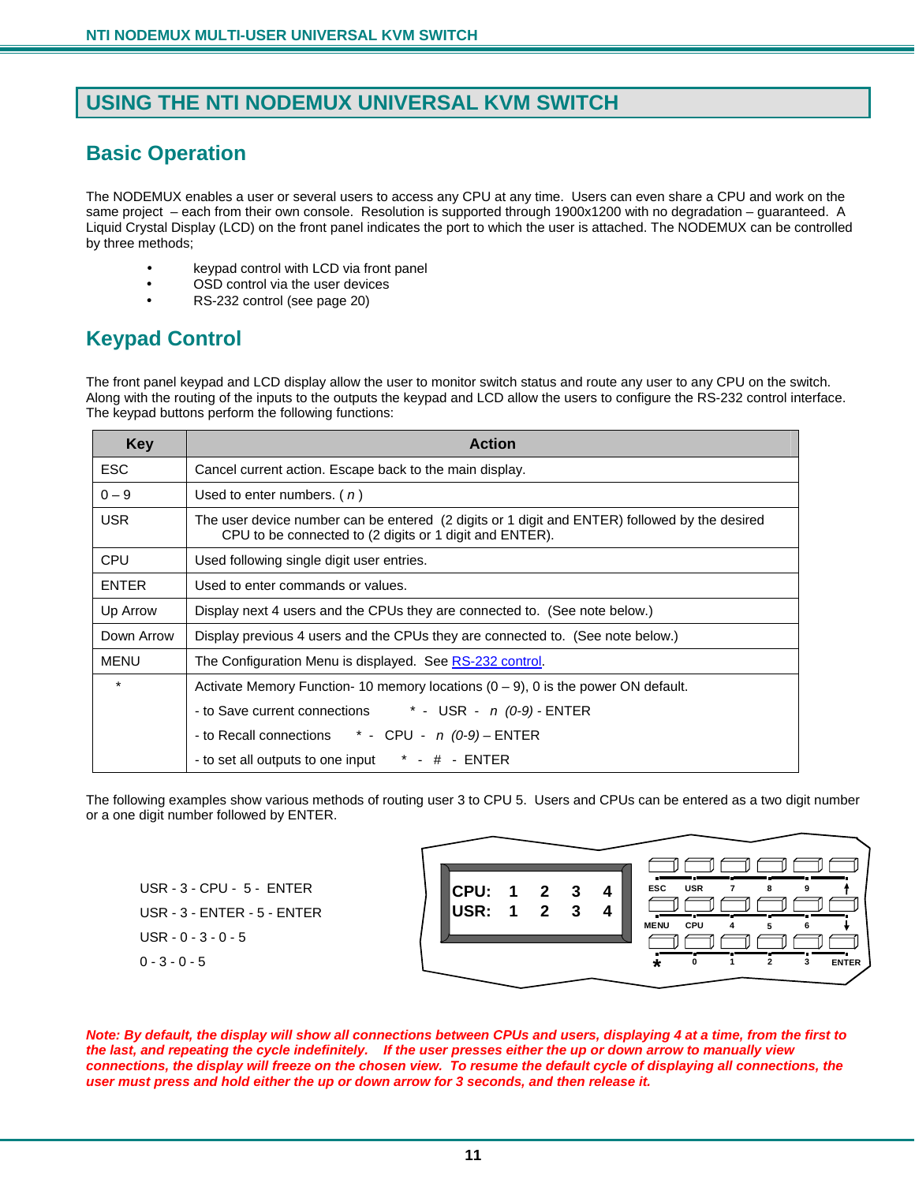# USING THE NTI NODEMUX UNIVERSAL KVM SWITCH

## Basic Operation

The NODEMUX enables a user or several users to access any CPU at any time. Users can even share a CPU and work on the same project – each from their own console. Resolution is supported through 1900x1200 with no degradation – guaranteed. A Liquid Crystal Display (LCD) on the front panel indicates the port to which the user is attached. The NODEMUX can be controlled by three methods;

- keypad control with LCD via front panel
- OSD control via the user devices
- RS-232 control (see page 20)

## Keypad Control

The front panel keypad and LCD display allow the user to monitor switch status and route any user to any CPU on the switch. Along with the routing of the inputs to the outputs the keypad and LCD allow the users to configure the RS-232 control interface. The keypad buttons perform the following functions:

| Key | Action |
|---|---|
| ESC | Cancel current action. Escape back to the main display. |
| 0 – 9 | Used to enter numbers. ( *n* ) |
| USR | The user device number can be entered (2 digits or 1 digit and ENTER) followed by the desired CPU to be connected to (2 digits or 1 digit and ENTER). |
| CPU | Used following single digit user entries. |
| ENTER | Used to enter commands or values. |
| Up Arrow | Display next 4 users and the CPUs they are connected to. (See note below.) |
| Down Arrow | Display previous 4 users and the CPUs they are connected to. (See note below.) |
| MENU | The Configuration Menu is displayed. See RS-232 control. |
| * | Activate Memory Function- 10 memory locations (0 – 9), 0 is the power ON default.<br>- to Save current connections * - USR - *n* *(0-9)* - ENTER<br>- to Recall connections * - CPU - *n* *(0-9)* – ENTER<br>- to set all outputs to one input * - # - ENTER |

The following examples show various methods of routing user 3 to CPU 5. Users and CPUs can be entered as a two digit number or a one digit number followed by ENTER.

USR - 3 - CPU - 5 - ENTER

USR - 3 - ENTER - 5 - ENTER

USR - 0 - 3 - 0 - 5

0 - 3 - 0 - 5

| CPU: | 1 | 2 | 3 | 4 |
|---|---|---|---|---|
| USR: | 1 | 2 | 3 | 4 |

ESC USR 7 8 9 ↑
MENU CPU 4 5 6 ↓
* 0 1 2 3 ENTER

***Note: By default, the display will show all connections between CPUs and users, displaying 4 at a time, from the first to the last, and repeating the cycle indefinitely. If the user presses either the up or down arrow to manually view connections, the display will freeze on the chosen view. To resume the default cycle of displaying all connections, the user must press and hold either the up or down arrow for 3 seconds, and then release it.***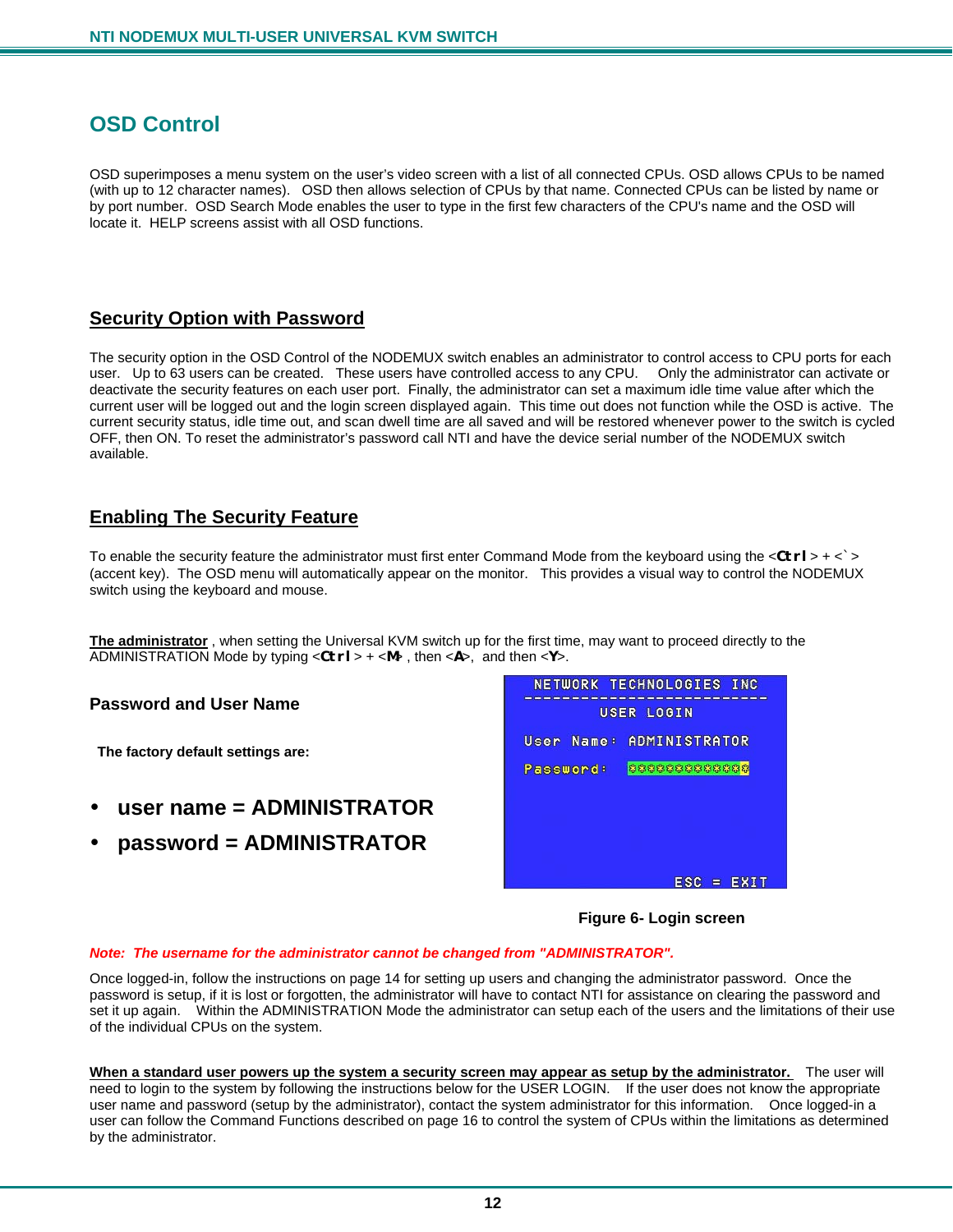## OSD Control

OSD superimposes a menu system on the user's video screen with a list of all connected CPUs. OSD allows CPUs to be named (with up to 12 character names). OSD then allows selection of CPUs by that name. Connected CPUs can be listed by name or by port number. OSD Search Mode enables the user to type in the first few characters of the CPU's name and the OSD will locate it. HELP screens assist with all OSD functions.

### Security Option with Password

The security option in the OSD Control of the NODEMUX switch enables an administrator to control access to CPU ports for each user. Up to 63 users can be created. These users have controlled access to any CPU. Only the administrator can activate or deactivate the security features on each user port. Finally, the administrator can set a maximum idle time value after which the current user will be logged out and the login screen displayed again. This time out does not function while the OSD is active. The current security status, idle time out, and scan dwell time are all saved and will be restored whenever power to the switch is cycled OFF, then ON. To reset the administrator's password call NTI and have the device serial number of the NODEMUX switch available.

### Enabling The Security Feature

To enable the security feature the administrator must first enter Command Mode from the keyboard using the <**Ctrl**> + <`> (accent key). The OSD menu will automatically appear on the monitor. This provides a visual way to control the NODEMUX switch using the keyboard and mouse.

**The administrator** , when setting the Universal KVM switch up for the first time, may want to proceed directly to the ADMINISTRATION Mode by typing <**Ctrl**> + <**M**> , then <**A**>, and then <**Y**>.

**Password and User Name**

**The factory default settings are:**

- **user name = ADMINISTRATOR**
- **password = ADMINISTRATOR**

```
NETWORK TECHNOLOGIES INC
------------------------
       USER LOGIN

User Name: ADMINISTRATOR
Password:  *************

                 ESC = EXIT
```

**Figure 6- Login screen**

***Note: The username for the administrator cannot be changed from "ADMINISTRATOR".***

Once logged-in, follow the instructions on page 14 for setting up users and changing the administrator password. Once the password is setup, if it is lost or forgotten, the administrator will have to contact NTI for assistance on clearing the password and set it up again. Within the ADMINISTRATION Mode the administrator can setup each of the users and the limitations of their use of the individual CPUs on the system.

**When a standard user powers up the system a security screen may appear as setup by the administrator.** The user will need to login to the system by following the instructions below for the USER LOGIN. If the user does not know the appropriate user name and password (setup by the administrator), contact the system administrator for this information. Once logged-in a user can follow the Command Functions described on page 16 to control the system of CPUs within the limitations as determined by the administrator.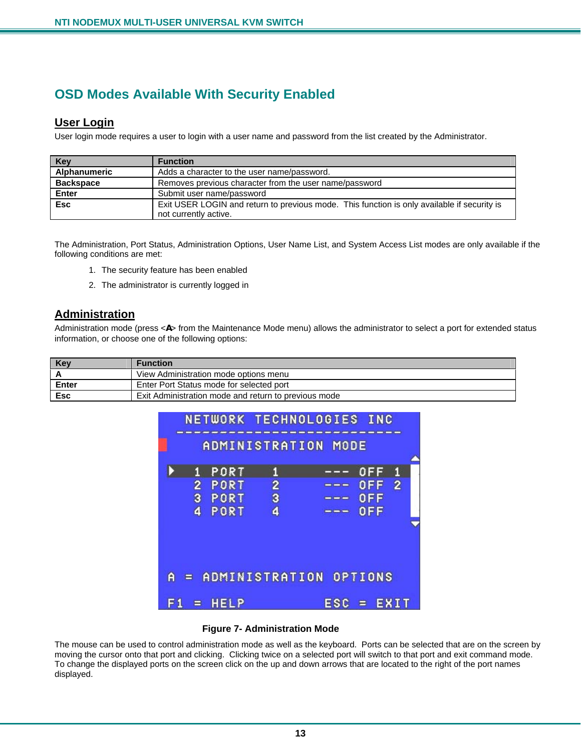# OSD Modes Available With Security Enabled

## User Login

User login mode requires a user to login with a user name and password from the list created by the Administrator.

| Key | Function |
|---|---|
| Alphanumeric | Adds a character to the user name/password. |
| Backspace | Removes previous character from the user name/password |
| Enter | Submit user name/password |
| Esc | Exit USER LOGIN and return to previous mode. This function is only available if security is not currently active. |

The Administration, Port Status, Administration Options, User Name List, and System Access List modes are only available if the following conditions are met:

1. The security feature has been enabled
2. The administrator is currently logged in

## Administration

Administration mode (press <A> from the Maintenance Mode menu) allows the administrator to select a port for extended status information, or choose one of the following options:

| Key | Function |
|---|---|
| A | View Administration mode options menu |
| Enter | Enter Port Status mode for selected port |
| Esc | Exit Administration mode and return to previous mode |

**Figure 7- Administration Mode**

The mouse can be used to control administration mode as well as the keyboard. Ports can be selected that are on the screen by moving the cursor onto that port and clicking. Clicking twice on a selected port will switch to that port and exit command mode. To change the displayed ports on the screen click on the up and down arrows that are located to the right of the port names displayed.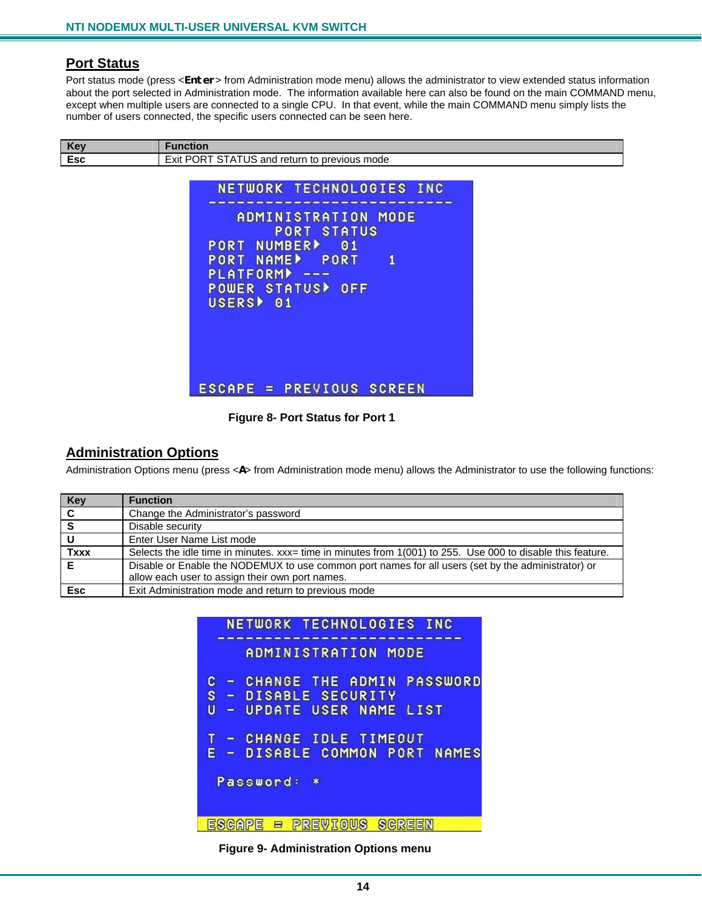## Port Status

Port status mode (press <**Enter**> from Administration mode menu) allows the administrator to view extended status information about the port selected in Administration mode. The information available here can also be found on the main COMMAND menu, except when multiple users are connected to a single CPU. In that event, while the main COMMAND menu simply lists the number of users connected, the specific users connected can be seen here.

| Key | Function |
|---|---|
| **Esc** | Exit PORT STATUS and return to previous mode |

**Figure 8- Port Status for Port 1**

## Administration Options

Administration Options menu (press <**A**> from Administration mode menu) allows the Administrator to use the following functions:

| Key | Function |
|---|---|
| **C** | Change the Administrator's password |
| **S** | Disable security |
| **U** | Enter User Name List mode |
| **Txxx** | Selects the idle time in minutes. xxx= time in minutes from 1(001) to 255. Use 000 to disable this feature. |
| **E** | Disable or Enable the NODEMUX to use common port names for all users (set by the administrator) or allow each user to assign their own port names. |
| **Esc** | Exit Administration mode and return to previous mode |

**Figure 9- Administration Options menu**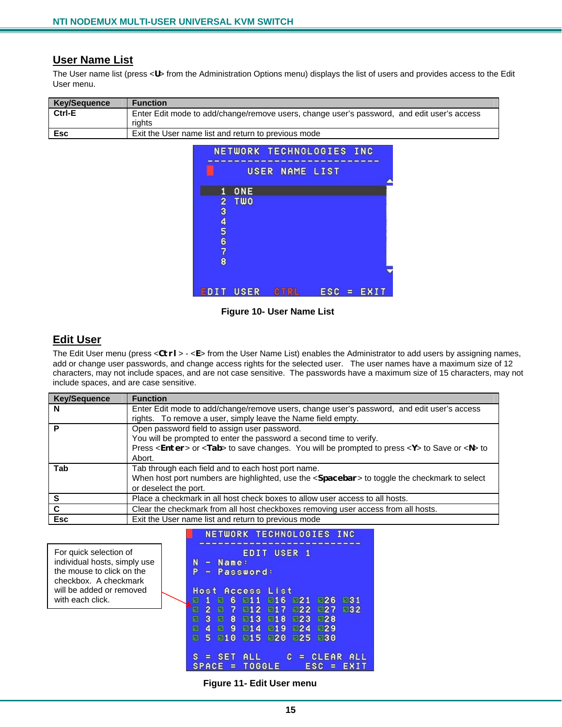## User Name List

The User name list (press <U> from the Administration Options menu) displays the list of users and provides access to the Edit User menu.

| Key/Sequence | Function |
|---|---|
| Ctrl-E | Enter Edit mode to add/change/remove users, change user's password, and edit user's access rights |
| Esc | Exit the User name list and return to previous mode |

Figure 10- User Name List

## Edit User

The Edit User menu (press <Ctrl> - <E> from the User Name List) enables the Administrator to add users by assigning names, add or change user passwords, and change access rights for the selected user. The user names have a maximum size of 12 characters, may not include spaces, and are not case sensitive. The passwords have a maximum size of 15 characters, may not include spaces, and are case sensitive.

| Key/Sequence | Function |
|---|---|
| N | Enter Edit mode to add/change/remove users, change user's password, and edit user's access rights. To remove a user, simply leave the Name field empty. |
| P | Open password field to assign user password.<br>You will be prompted to enter the password a second time to verify.<br>Press <Enter> or <Tab> to save changes. You will be prompted to press <Y> to Save or <N> to Abort. |
| Tab | Tab through each field and to each host port name.<br>When host port numbers are highlighted, use the <Spacebar> to toggle the checkmark to select or deselect the port. |
| S | Place a checkmark in all host check boxes to allow user access to all hosts. |
| C | Clear the checkmark from all host checkboxes removing user access from all hosts. |
| Esc | Exit the User name list and return to previous mode |

For quick selection of individual hosts, simply use the mouse to click on the checkbox. A checkmark will be added or removed with each click.

Figure 11- Edit User menu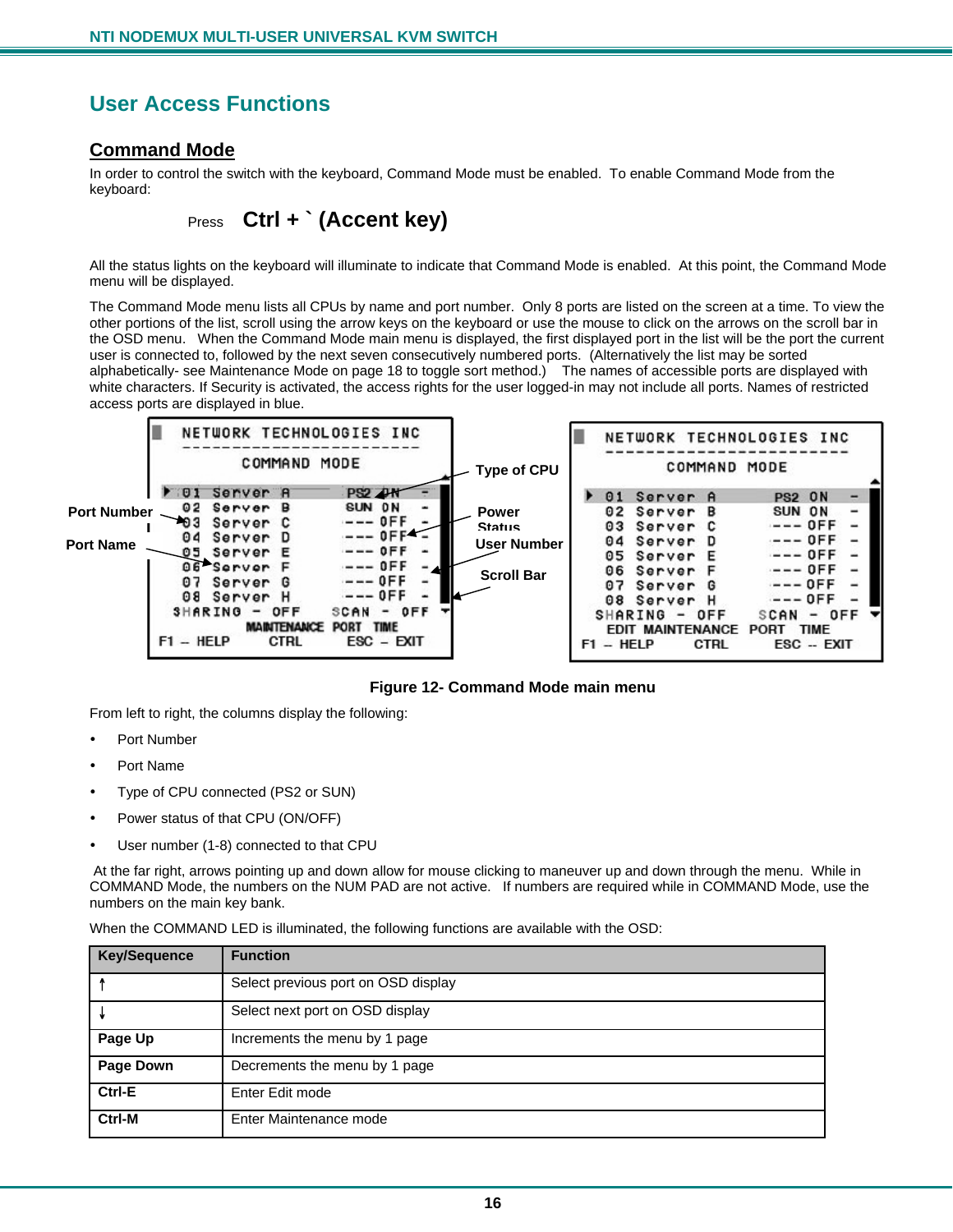## User Access Functions

### Command Mode

In order to control the switch with the keyboard, Command Mode must be enabled. To enable Command Mode from the keyboard:

Press **Ctrl + ` (Accent key)**

All the status lights on the keyboard will illuminate to indicate that Command Mode is enabled. At this point, the Command Mode menu will be displayed.

The Command Mode menu lists all CPUs by name and port number. Only 8 ports are listed on the screen at a time. To view the other portions of the list, scroll using the arrow keys on the keyboard or use the mouse to click on the arrows on the scroll bar in the OSD menu. When the Command Mode main menu is displayed, the first displayed port in the list will be the port the current user is connected to, followed by the next seven consecutively numbered ports. (Alternatively the list may be sorted alphabetically- see Maintenance Mode on page 18 to toggle sort method.) The names of accessible ports are displayed with white characters. If Security is activated, the access rights for the user logged-in may not include all ports. Names of restricted access ports are displayed in blue.

**Figure 12- Command Mode main menu**

From left to right, the columns display the following:

- Port Number
- Port Name
- Type of CPU connected (PS2 or SUN)
- Power status of that CPU (ON/OFF)
- User number (1-8) connected to that CPU

At the far right, arrows pointing up and down allow for mouse clicking to maneuver up and down through the menu. While in COMMAND Mode, the numbers on the NUM PAD are not active. If numbers are required while in COMMAND Mode, use the numbers on the main key bank.

When the COMMAND LED is illuminated, the following functions are available with the OSD:

| Key/Sequence | Function |
|---|---|
| ↑ | Select previous port on OSD display |
| ↓ | Select next port on OSD display |
| **Page Up** | Increments the menu by 1 page |
| **Page Down** | Decrements the menu by 1 page |
| **Ctrl-E** | Enter Edit mode |
| **Ctrl-M** | Enter Maintenance mode |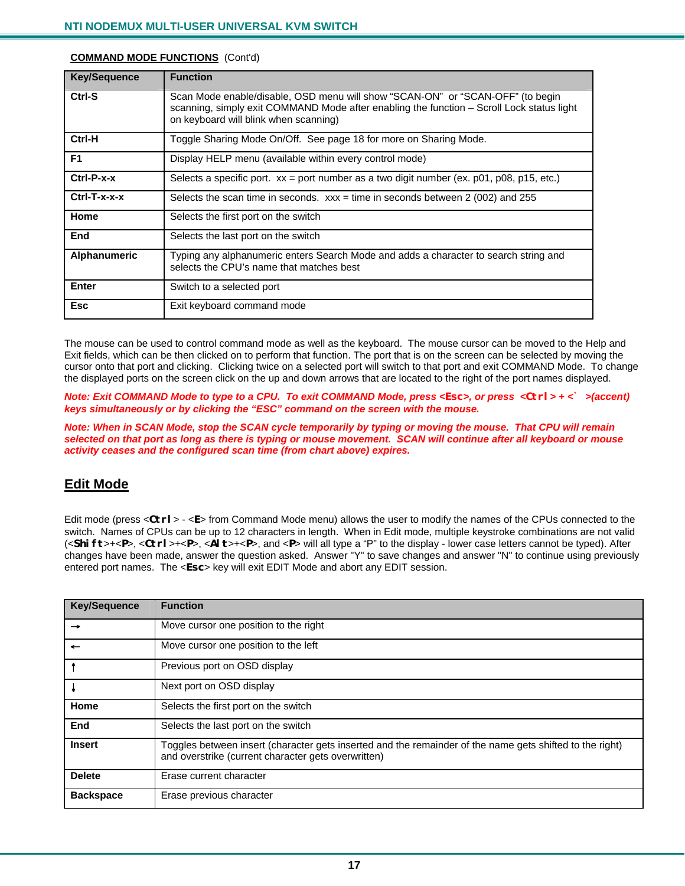**COMMAND MODE FUNCTIONS** (Cont'd)

| Key/Sequence | Function |
|---|---|
| **Ctrl-S** | Scan Mode enable/disable, OSD menu will show "SCAN-ON" or "SCAN-OFF" (to begin scanning, simply exit COMMAND Mode after enabling the function – Scroll Lock status light on keyboard will blink when scanning) |
| **Ctrl-H** | Toggle Sharing Mode On/Off. See page 18 for more on Sharing Mode. |
| **F1** | Display HELP menu (available within every control mode) |
| **Ctrl-P-x-x** | Selects a specific port. xx = port number as a two digit number (ex. p01, p08, p15, etc.) |
| **Ctrl-T-x-x-x** | Selects the scan time in seconds. xxx = time in seconds between 2 (002) and 255 |
| **Home** | Selects the first port on the switch |
| **End** | Selects the last port on the switch |
| **Alphanumeric** | Typing any alphanumeric enters Search Mode and adds a character to search string and selects the CPU's name that matches best |
| **Enter** | Switch to a selected port |
| **Esc** | Exit keyboard command mode |

The mouse can be used to control command mode as well as the keyboard. The mouse cursor can be moved to the Help and Exit fields, which can be then clicked on to perform that function. The port that is on the screen can be selected by moving the cursor onto that port and clicking. Clicking twice on a selected port will switch to that port and exit COMMAND Mode. To change the displayed ports on the screen click on the up and down arrows that are located to the right of the port names displayed.

***Note: Exit COMMAND Mode to type to a CPU. To exit COMMAND Mode, press <Esc>, or press <Ctrl> + <` >(accent) keys simultaneously or by clicking the "ESC" command on the screen with the mouse.***

***Note: When in SCAN Mode, stop the SCAN cycle temporarily by typing or moving the mouse. That CPU will remain selected on that port as long as there is typing or mouse movement. SCAN will continue after all keyboard or mouse activity ceases and the configured scan time (from chart above) expires.***

## Edit Mode

Edit mode (press <**Ctrl**> - <**E**> from Command Mode menu) allows the user to modify the names of the CPUs connected to the switch. Names of CPUs can be up to 12 characters in length. When in Edit mode, multiple keystroke combinations are not valid (<**Shift**>+<**P**>, <**Ctrl**>+<**P**>, <**Alt**>+<**P**>, and <**P**> will all type a "P" to the display - lower case letters cannot be typed). After changes have been made, answer the question asked. Answer "Y" to save changes and answer "N" to continue using previously entered port names. The <**Esc**> key will exit EDIT Mode and abort any EDIT session.

| Key/Sequence | Function |
|---|---|
| → | Move cursor one position to the right |
| ← | Move cursor one position to the left |
| ↑ | Previous port on OSD display |
| ↓ | Next port on OSD display |
| **Home** | Selects the first port on the switch |
| **End** | Selects the last port on the switch |
| **Insert** | Toggles between insert (character gets inserted and the remainder of the name gets shifted to the right) and overstrike (current character gets overwritten) |
| **Delete** | Erase current character |
| **Backspace** | Erase previous character |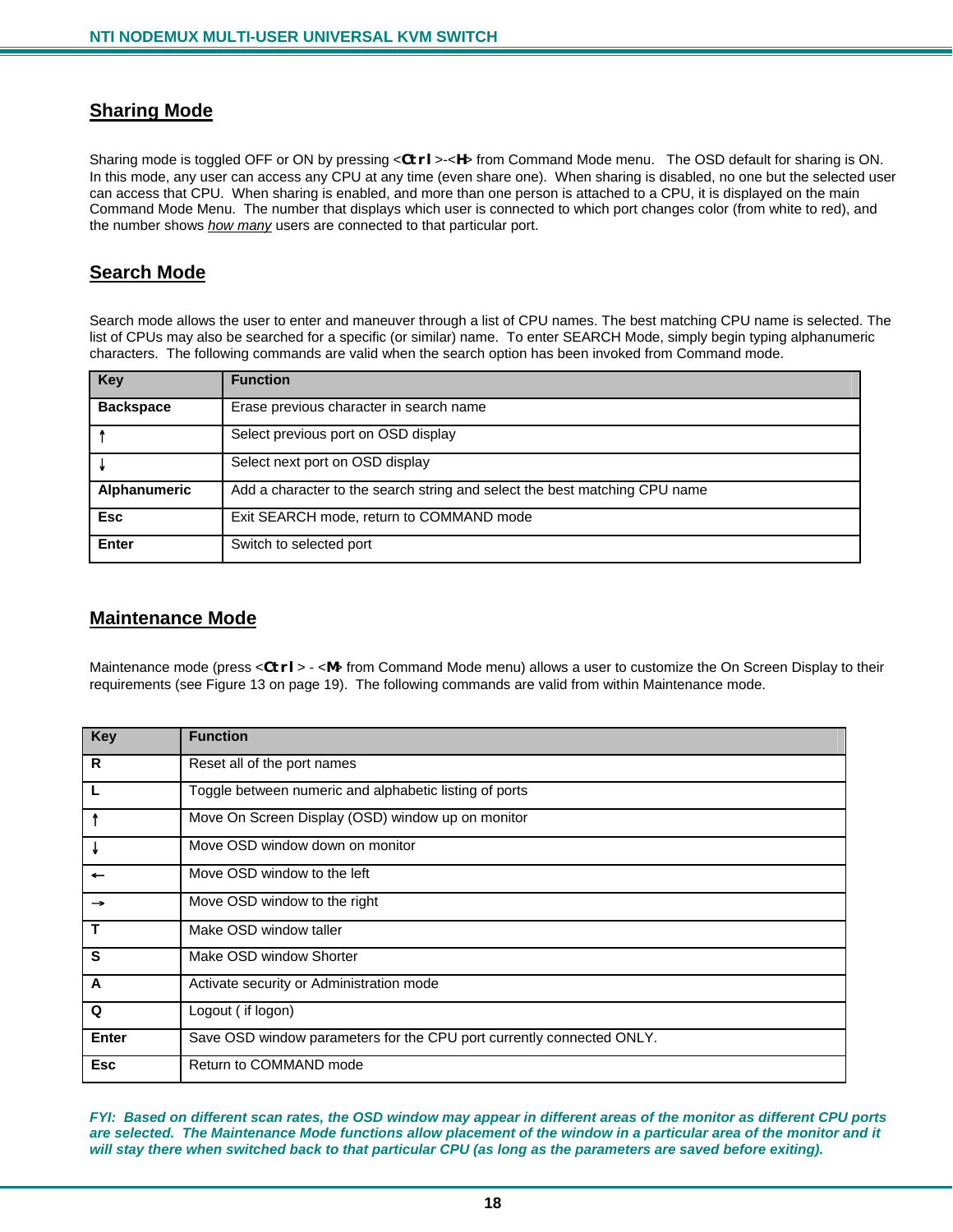## Sharing Mode

Sharing mode is toggled OFF or ON by pressing <**Ctrl**>-<**H**> from Command Mode menu. The OSD default for sharing is ON. In this mode, any user can access any CPU at any time (even share one). When sharing is disabled, no one but the selected user can access that CPU. When sharing is enabled, and more than one person is attached to a CPU, it is displayed on the main Command Mode Menu. The number that displays which user is connected to which port changes color (from white to red), and the number shows <u>*how many*</u> users are connected to that particular port.

## Search Mode

Search mode allows the user to enter and maneuver through a list of CPU names. The best matching CPU name is selected. The list of CPUs may also be searched for a specific (or similar) name. To enter SEARCH Mode, simply begin typing alphanumeric characters. The following commands are valid when the search option has been invoked from Command mode.

| Key | Function |
|---|---|
| **Backspace** | Erase previous character in search name |
| **↑** | Select previous port on OSD display |
| **↓** | Select next port on OSD display |
| **Alphanumeric** | Add a character to the search string and select the best matching CPU name |
| **Esc** | Exit SEARCH mode, return to COMMAND mode |
| **Enter** | Switch to selected port |

## Maintenance Mode

Maintenance mode (press <**Ctrl**> - <**M**> from Command Mode menu) allows a user to customize the On Screen Display to their requirements (see Figure 13 on page 19). The following commands are valid from within Maintenance mode.

| Key | Function |
|---|---|
| **R** | Reset all of the port names |
| **L** | Toggle between numeric and alphabetic listing of ports |
| **↑** | Move On Screen Display (OSD) window up on monitor |
| **↓** | Move OSD window down on monitor |
| **←** | Move OSD window to the left |
| **→** | Move OSD window to the right |
| **T** | Make OSD window taller |
| **S** | Make OSD window Shorter |
| **A** | Activate security or Administration mode |
| **Q** | Logout ( if logon) |
| **Enter** | Save OSD window parameters for the CPU port currently connected ONLY. |
| **Esc** | Return to COMMAND mode |

***FYI: Based on different scan rates, the OSD window may appear in different areas of the monitor as different CPU ports are selected. The Maintenance Mode functions allow placement of the window in a particular area of the monitor and it will stay there when switched back to that particular CPU (as long as the parameters are saved before exiting).***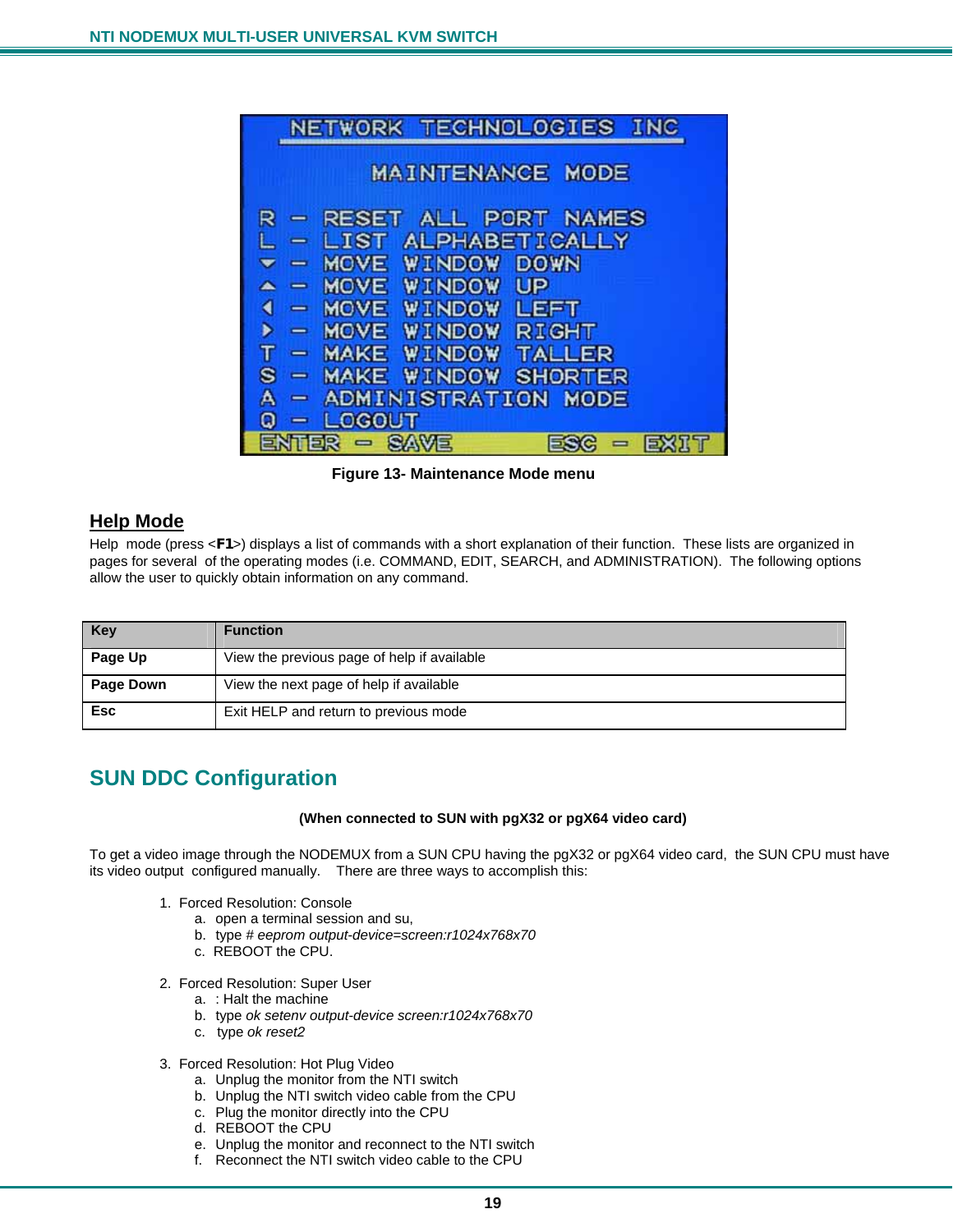Figure 13- Maintenance Mode menu

## Help Mode

Help mode (press <**F1**>) displays a list of commands with a short explanation of their function. These lists are organized in pages for several of the operating modes (i.e. COMMAND, EDIT, SEARCH, and ADMINISTRATION). The following options allow the user to quickly obtain information on any command.

| Key | Function |
|---|---|
| **Page Up** | View the previous page of help if available |
| **Page Down** | View the next page of help if available |
| **Esc** | Exit HELP and return to previous mode |

# SUN DDC Configuration

**(When connected to SUN with pgX32 or pgX64 video card)**

To get a video image through the NODEMUX from a SUN CPU having the pgX32 or pgX64 video card, the SUN CPU must have its video output configured manually. There are three ways to accomplish this:

1. Forced Resolution: Console
   a. open a terminal session and su,
   b. type # *eeprom output-device=screen:r1024x768x70*
   c. REBOOT the CPU.

2. Forced Resolution: Super User
   a. : Halt the machine
   b. type *ok setenv output-device screen:r1024x768x70*
   c. type *ok reset2*

3. Forced Resolution: Hot Plug Video
   a. Unplug the monitor from the NTI switch
   b. Unplug the NTI switch video cable from the CPU
   c. Plug the monitor directly into the CPU
   d. REBOOT the CPU
   e. Unplug the monitor and reconnect to the NTI switch
   f. Reconnect the NTI switch video cable to the CPU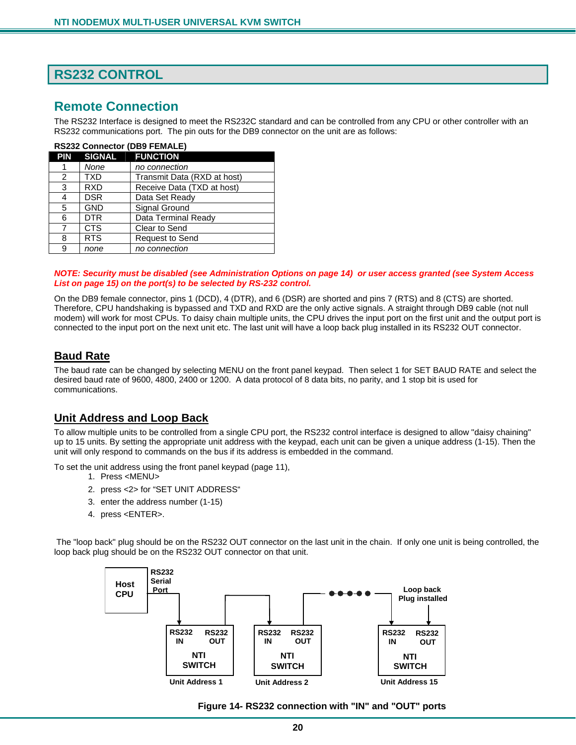## RS232 CONTROL

### Remote Connection

The RS232 Interface is designed to meet the RS232C standard and can be controlled from any CPU or other controller with an RS232 communications port. The pin outs for the DB9 connector on the unit are as follows:

**RS232 Connector (DB9 FEMALE)**

| PIN | SIGNAL | FUNCTION |
|---|---|---|
| 1 | *None* | *no connection* |
| 2 | TXD | Transmit Data (RXD at host) |
| 3 | RXD | Receive Data (TXD at host) |
| 4 | DSR | Data Set Ready |
| 5 | GND | Signal Ground |
| 6 | DTR | Data Terminal Ready |
| 7 | CTS | Clear to Send |
| 8 | RTS | Request to Send |
| 9 | *none* | *no connection* |

***NOTE: Security must be disabled (see Administration Options on page 14) or user access granted (see System Access List on page 15) on the port(s) to be selected by RS-232 control.***

On the DB9 female connector, pins 1 (DCD), 4 (DTR), and 6 (DSR) are shorted and pins 7 (RTS) and 8 (CTS) are shorted. Therefore, CPU handshaking is bypassed and TXD and RXD are the only active signals. A straight through DB9 cable (not null modem) will work for most CPUs. To daisy chain multiple units, the CPU drives the input port on the first unit and the output port is connected to the input port on the next unit etc. The last unit will have a loop back plug installed in its RS232 OUT connector.

### Baud Rate

The baud rate can be changed by selecting MENU on the front panel keypad. Then select 1 for SET BAUD RATE and select the desired baud rate of 9600, 4800, 2400 or 1200. A data protocol of 8 data bits, no parity, and 1 stop bit is used for communications.

### Unit Address and Loop Back

To allow multiple units to be controlled from a single CPU port, the RS232 control interface is designed to allow "daisy chaining" up to 15 units. By setting the appropriate unit address with the keypad, each unit can be given a unique address (1-15). Then the unit will only respond to commands on the bus if its address is embedded in the command.

To set the unit address using the front panel keypad (page 11),

1. Press <MENU>
2. press <2> for “SET UNIT ADDRESS“
3. enter the address number (1-15)
4. press <ENTER>.

The "loop back" plug should be on the RS232 OUT connector on the last unit in the chain. If only one unit is being controlled, the loop back plug should be on the RS232 OUT connector on that unit.

Host CPU — RS232 Serial Port → RS232 IN / RS232 OUT NTI SWITCH (Unit Address 1) → RS232 IN / RS232 OUT NTI SWITCH (Unit Address 2) → ●●●●● → RS232 IN / RS232 OUT NTI SWITCH (Unit Address 15) — Loop back Plug installed

Figure 14- RS232 connection with "IN" and "OUT" ports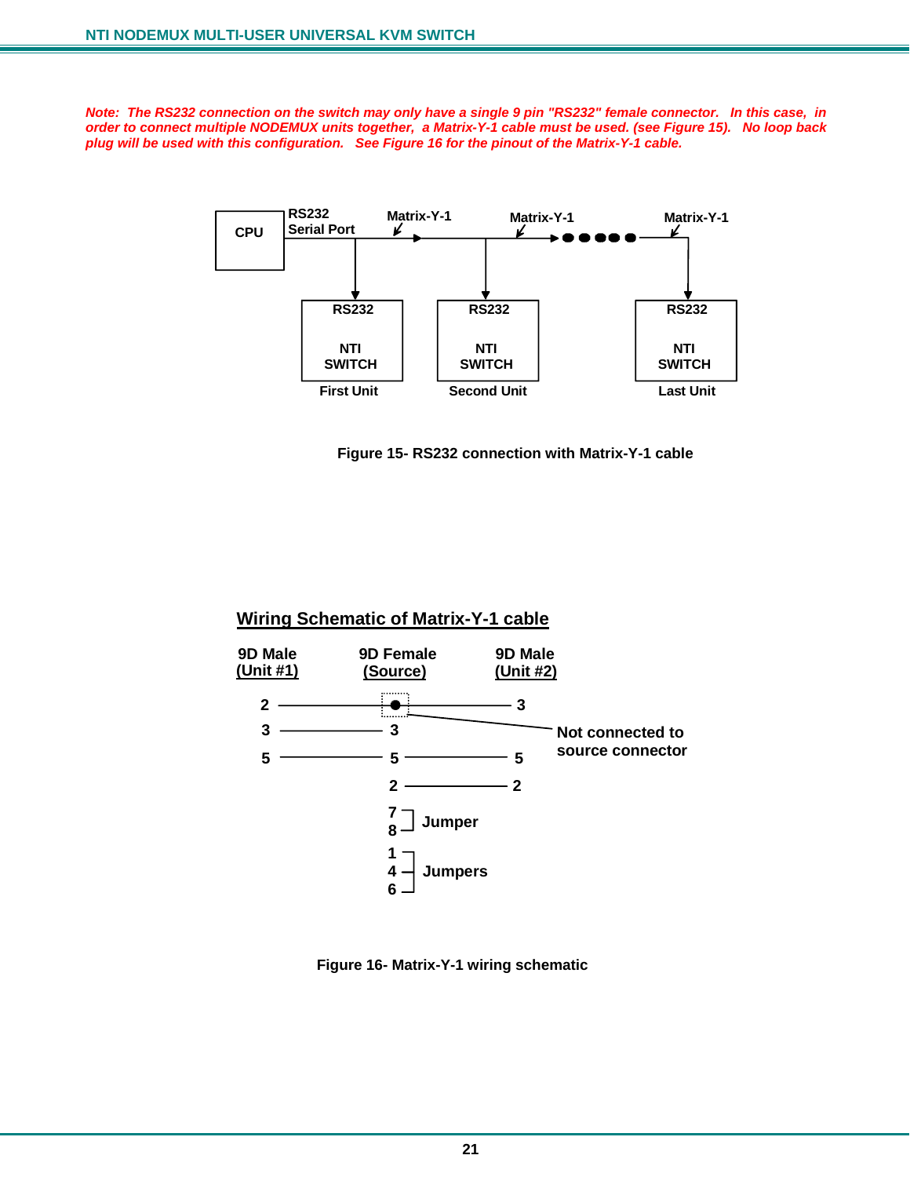*Note: The RS232 connection on the switch may only have a single 9 pin "RS232" female connector. In this case, in order to connect multiple NODEMUX units together, a Matrix-Y-1 cable must be used. (see Figure 15). No loop back plug will be used with this configuration. See Figure 16 for the pinout of the Matrix-Y-1 cable.*

CPU — RS232 Serial Port — Matrix-Y-1 — Matrix-Y-1 — Matrix-Y-1

RS232 NTI SWITCH First Unit | RS232 NTI SWITCH Second Unit | RS232 NTI SWITCH Last Unit

**Figure 15- RS232 connection with Matrix-Y-1 cable**

## Wiring Schematic of Matrix-Y-1 cable

| 9D Male (Unit #1) | 9D Female (Source) | 9D Male (Unit #2) |
|---|---|---|
| 2 | (Not connected to source connector) | 3 |
| 3 | 3 | |
| 5 | 5 | 5 |
| | 2 | 2 |
| | 7, 8 — Jumper | |
| | 1, 4, 6 — Jumpers | |

**Figure 16- Matrix-Y-1 wiring schematic**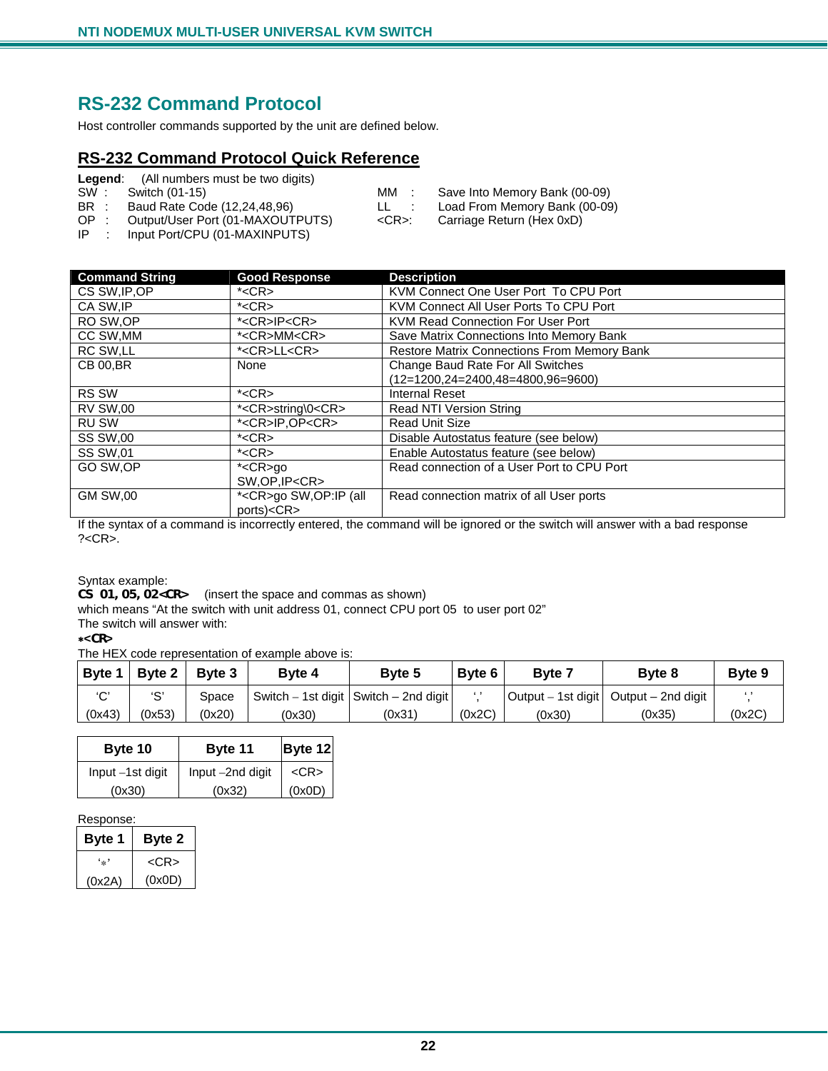## RS-232 Command Protocol

Host controller commands supported by the unit are defined below.

### RS-232 Command Protocol Quick Reference

**Legend**: (All numbers must be two digits)

SW : Switch (01-15)
BR : Baud Rate Code (12,24,48,96)
OP : Output/User Port (01-MAXOUTPUTS)
IP : Input Port/CPU (01-MAXINPUTS)
MM : Save Into Memory Bank (00-09)
LL : Load From Memory Bank (00-09)
<CR>: Carriage Return (Hex 0xD)

| Command String | Good Response | Description |
|---|---|---|
| CS SW,IP,OP | *<CR> | KVM Connect One User Port To CPU Port |
| CA SW,IP | *<CR> | KVM Connect All User Ports To CPU Port |
| RO SW,OP | *<CR>IP<CR> | KVM Read Connection For User Port |
| CC SW,MM | *<CR>MM<CR> | Save Matrix Connections Into Memory Bank |
| RC SW,LL | *<CR>LL<CR> | Restore Matrix Connections From Memory Bank |
| CB 00,BR | None | Change Baud Rate For All Switches (12=1200,24=2400,48=4800,96=9600) |
| RS SW | *<CR> | Internal Reset |
| RV SW,00 | *<CR>string\0<CR> | Read NTI Version String |
| RU SW | *<CR>IP,OP<CR> | Read Unit Size |
| SS SW,00 | *<CR> | Disable Autostatus feature (see below) |
| SS SW,01 | *<CR> | Enable Autostatus feature (see below) |
| GO SW,OP | *<CR>go SW,OP,IP<CR> | Read connection of a User Port to CPU Port |
| GM SW,00 | *<CR>go SW,OP:IP (all ports)<CR> | Read connection matrix of all User ports |

If the syntax of a command is incorrectly entered, the command will be ignored or the switch will answer with a bad response ?<CR>.

Syntax example:
**CS 01, 05, 02<CR>** (insert the space and commas as shown)
which means "At the switch with unit address 01, connect CPU port 05 to user port 02"
The switch will answer with:
***<CR>**
The HEX code representation of example above is:

| Byte 1 | Byte 2 | Byte 3 | Byte 4 | Byte 5 | Byte 6 | Byte 7 | Byte 8 | Byte 9 |
|---|---|---|---|---|---|---|---|---|
| 'C' (0x43) | 'S' (0x53) | Space (0x20) | Switch – 1st digit (0x30) | Switch – 2nd digit (0x31) | ',' (0x2C) | Output – 1st digit (0x30) | Output – 2nd digit (0x35) | ',' (0x2C) |

| Byte 10 | Byte 11 | Byte 12 |
|---|---|---|
| Input –1st digit (0x30) | Input –2nd digit (0x32) | <CR> (0x0D) |

Response:

| Byte 1 | Byte 2 |
|---|---|
| '*' (0x2A) | <CR> (0x0D) |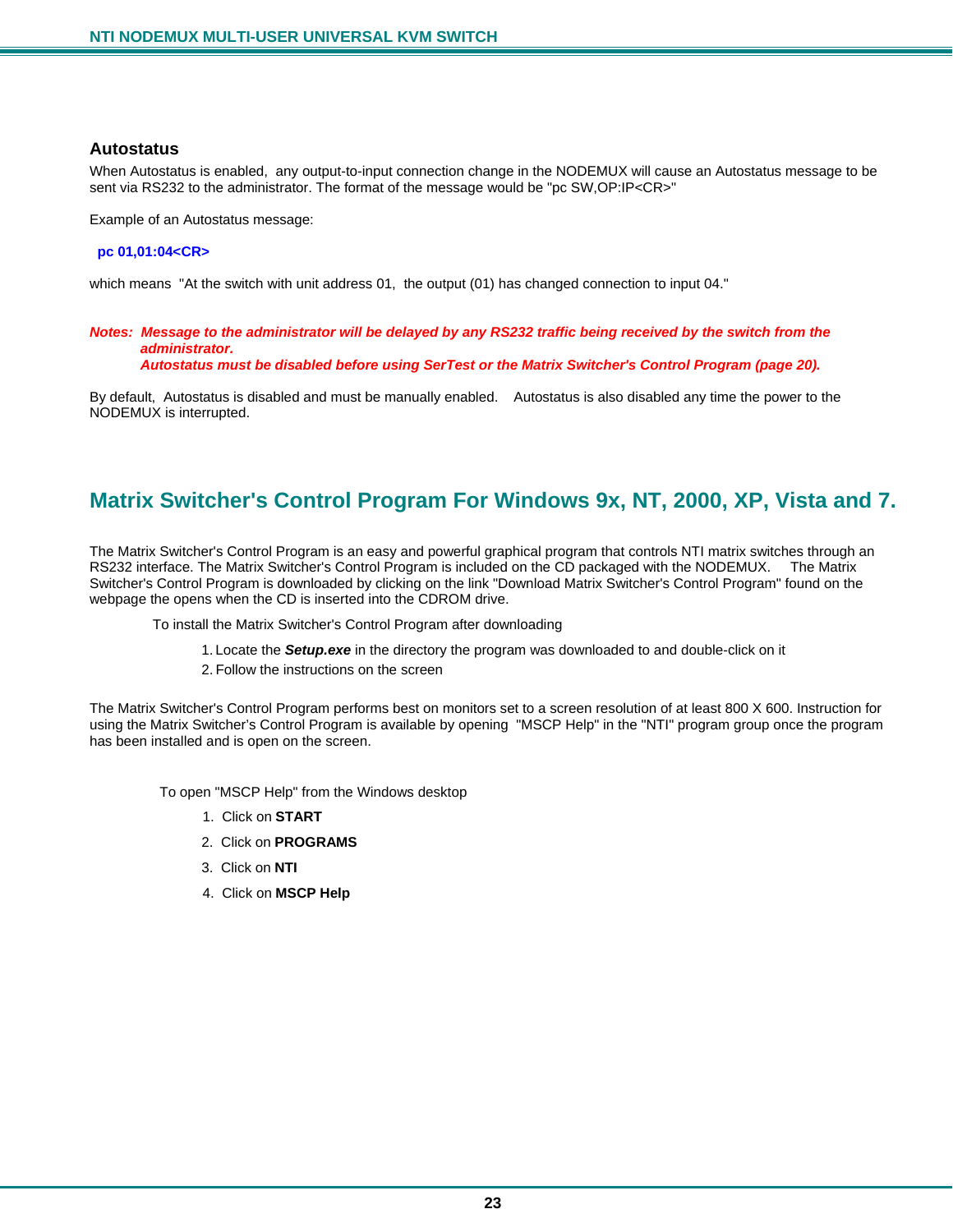### Autostatus

When Autostatus is enabled, any output-to-input connection change in the NODEMUX will cause an Autostatus message to be sent via RS232 to the administrator. The format of the message would be "pc SW,OP:IP<CR>"

Example of an Autostatus message:

**pc 01,01:04<CR>**

which means "At the switch with unit address 01, the output (01) has changed connection to input 04."

***Notes:** Message to the administrator will be delayed by any RS232 traffic being received by the switch from the administrator.*
*Autostatus must be disabled before using SerTest or the Matrix Switcher's Control Program (page 20).*

By default, Autostatus is disabled and must be manually enabled. Autostatus is also disabled any time the power to the NODEMUX is interrupted.

## Matrix Switcher's Control Program For Windows 9x, NT, 2000, XP, Vista and 7.

The Matrix Switcher's Control Program is an easy and powerful graphical program that controls NTI matrix switches through an RS232 interface. The Matrix Switcher's Control Program is included on the CD packaged with the NODEMUX. The Matrix Switcher's Control Program is downloaded by clicking on the link "Download Matrix Switcher's Control Program" found on the webpage the opens when the CD is inserted into the CDROM drive.

To install the Matrix Switcher's Control Program after downloading

1. Locate the ***Setup.exe*** in the directory the program was downloaded to and double-click on it
2. Follow the instructions on the screen

The Matrix Switcher's Control Program performs best on monitors set to a screen resolution of at least 800 X 600. Instruction for using the Matrix Switcher's Control Program is available by opening "MSCP Help" in the "NTI" program group once the program has been installed and is open on the screen.

To open "MSCP Help" from the Windows desktop

1. Click on **START**
2. Click on **PROGRAMS**
3. Click on **NTI**
4. Click on **MSCP Help**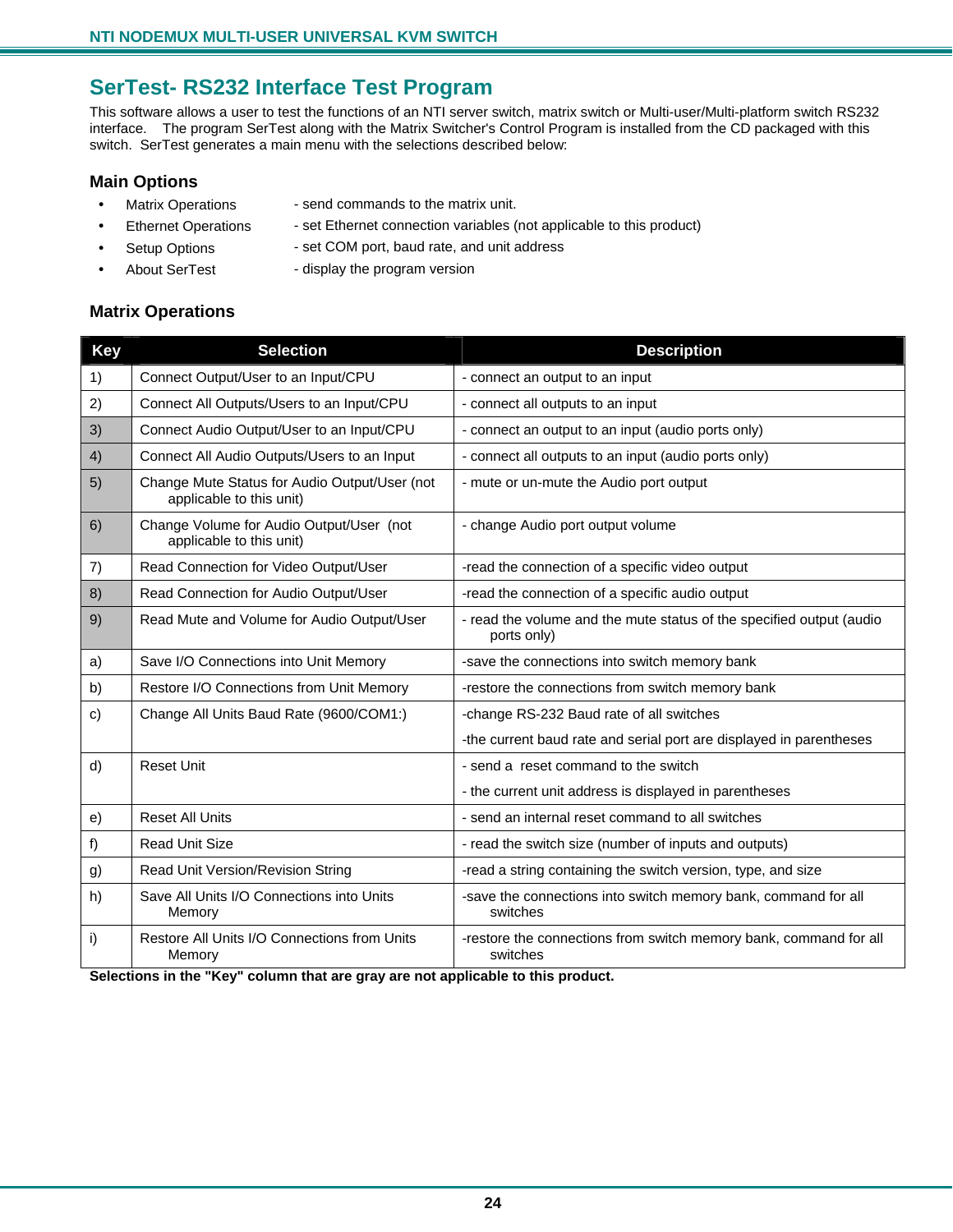# SerTest- RS232 Interface Test Program

This software allows a user to test the functions of an NTI server switch, matrix switch or Multi-user/Multi-platform switch RS232 interface. The program SerTest along with the Matrix Switcher's Control Program is installed from the CD packaged with this switch. SerTest generates a main menu with the selections described below:

## Main Options

- Matrix Operations - send commands to the matrix unit.
- Ethernet Operations - set Ethernet connection variables (not applicable to this product)
- Setup Options - set COM port, baud rate, and unit address
- About SerTest - display the program version

## Matrix Operations

| Key | Selection | Description |
|---|---|---|
| 1) | Connect Output/User to an Input/CPU | - connect an output to an input |
| 2) | Connect All Outputs/Users to an Input/CPU | - connect all outputs to an input |
| 3) | Connect Audio Output/User to an Input/CPU | - connect an output to an input (audio ports only) |
| 4) | Connect All Audio Outputs/Users to an Input | - connect all outputs to an input (audio ports only) |
| 5) | Change Mute Status for Audio Output/User (not applicable to this unit) | - mute or un-mute the Audio port output |
| 6) | Change Volume for Audio Output/User (not applicable to this unit) | - change Audio port output volume |
| 7) | Read Connection for Video Output/User | -read the connection of a specific video output |
| 8) | Read Connection for Audio Output/User | -read the connection of a specific audio output |
| 9) | Read Mute and Volume for Audio Output/User | - read the volume and the mute status of the specified output (audio ports only) |
| a) | Save I/O Connections into Unit Memory | -save the connections into switch memory bank |
| b) | Restore I/O Connections from Unit Memory | -restore the connections from switch memory bank |
| c) | Change All Units Baud Rate (9600/COM1:) | -change RS-232 Baud rate of all switches<br>-the current baud rate and serial port are displayed in parentheses |
| d) | Reset Unit | - send a reset command to the switch<br>- the current unit address is displayed in parentheses |
| e) | Reset All Units | - send an internal reset command to all switches |
| f) | Read Unit Size | - read the switch size (number of inputs and outputs) |
| g) | Read Unit Version/Revision String | -read a string containing the switch version, type, and size |
| h) | Save All Units I/O Connections into Units Memory | -save the connections into switch memory bank, command for all switches |
| i) | Restore All Units I/O Connections from Units Memory | -restore the connections from switch memory bank, command for all switches |

**Selections in the "Key" column that are gray are not applicable to this product.**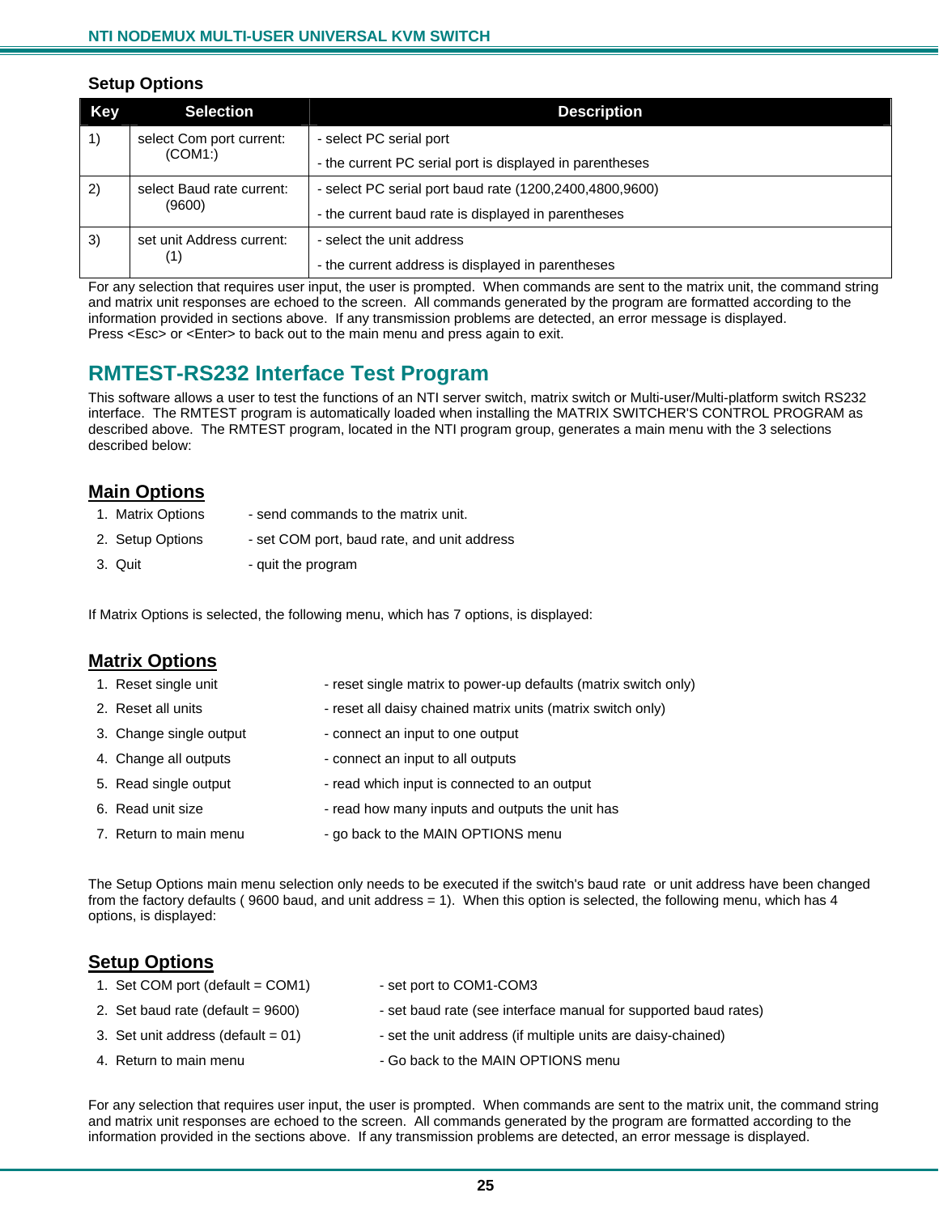### Setup Options

| Key | Selection | Description |
|---|---|---|
| 1) | select Com port current: (COM1:) | - select PC serial port<br>- the current PC serial port is displayed in parentheses |
| 2) | select Baud rate current: (9600) | - select PC serial port baud rate (1200,2400,4800,9600)<br>- the current baud rate is displayed in parentheses |
| 3) | set unit Address current: (1) | - select the unit address<br>- the current address is displayed in parentheses |

For any selection that requires user input, the user is prompted. When commands are sent to the matrix unit, the command string and matrix unit responses are echoed to the screen. All commands generated by the program are formatted according to the information provided in sections above. If any transmission problems are detected, an error message is displayed.
Press <Esc> or <Enter> to back out to the main menu and press again to exit.

## RMTEST-RS232 Interface Test Program

This software allows a user to test the functions of an NTI server switch, matrix switch or Multi-user/Multi-platform switch RS232 interface. The RMTEST program is automatically loaded when installing the MATRIX SWITCHER'S CONTROL PROGRAM as described above. The RMTEST program, located in the NTI program group, generates a main menu with the 3 selections described below:

### Main Options

1. Matrix Options - send commands to the matrix unit.
2. Setup Options - set COM port, baud rate, and unit address
3. Quit - quit the program

If Matrix Options is selected, the following menu, which has 7 options, is displayed:

### Matrix Options

1. Reset single unit - reset single matrix to power-up defaults (matrix switch only)
2. Reset all units - reset all daisy chained matrix units (matrix switch only)
3. Change single output - connect an input to one output
4. Change all outputs - connect an input to all outputs
5. Read single output - read which input is connected to an output
6. Read unit size - read how many inputs and outputs the unit has
7. Return to main menu - go back to the MAIN OPTIONS menu

The Setup Options main menu selection only needs to be executed if the switch's baud rate or unit address have been changed from the factory defaults ( 9600 baud, and unit address = 1). When this option is selected, the following menu, which has 4 options, is displayed:

### Setup Options

1. Set COM port (default = COM1) - set port to COM1-COM3
2. Set baud rate (default = 9600) - set baud rate (see interface manual for supported baud rates)
3. Set unit address (default = 01) - set the unit address (if multiple units are daisy-chained)
4. Return to main menu - Go back to the MAIN OPTIONS menu

For any selection that requires user input, the user is prompted. When commands are sent to the matrix unit, the command string and matrix unit responses are echoed to the screen. All commands generated by the program are formatted according to the information provided in the sections above. If any transmission problems are detected, an error message is displayed.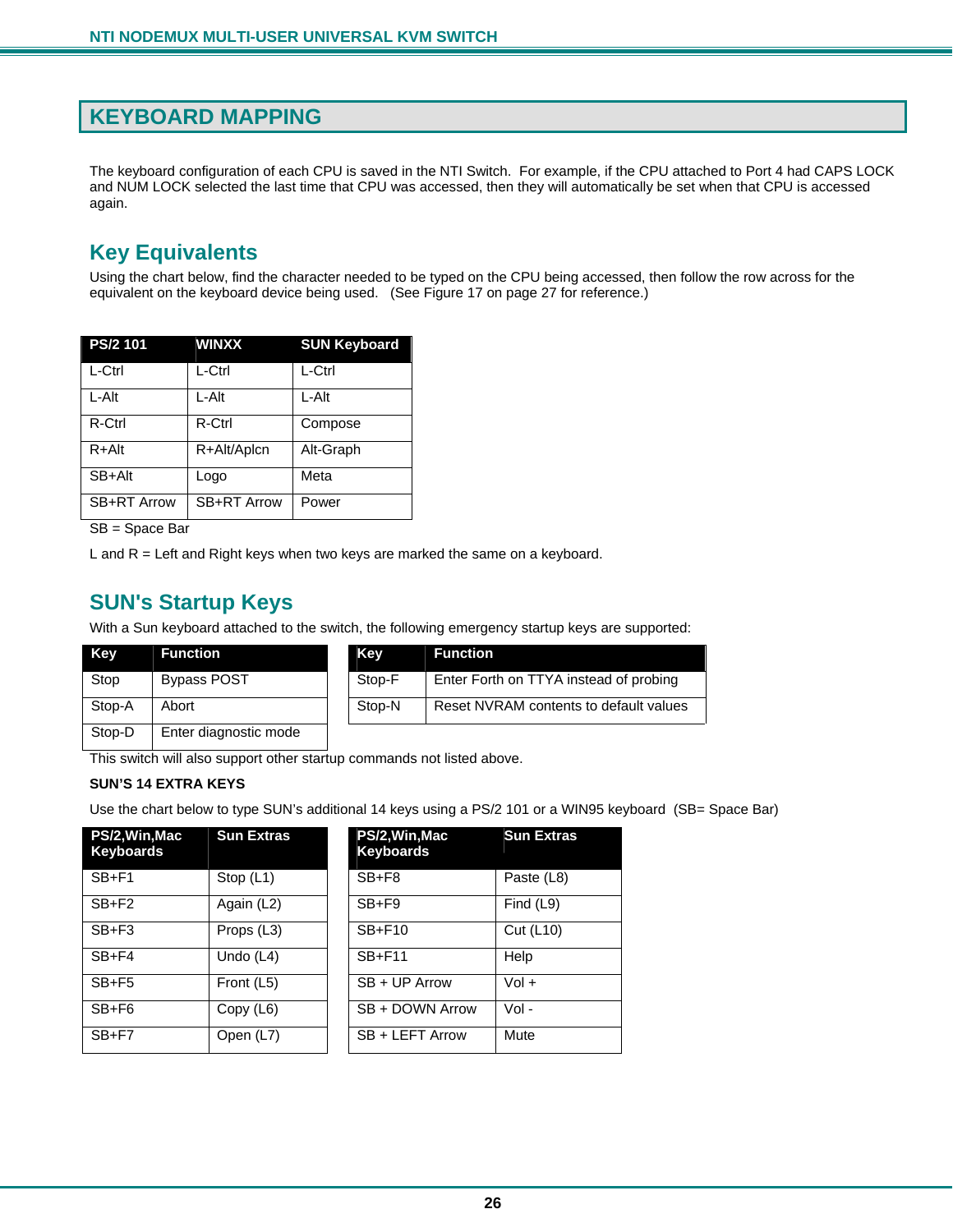# KEYBOARD MAPPING

The keyboard configuration of each CPU is saved in the NTI Switch. For example, if the CPU attached to Port 4 had CAPS LOCK and NUM LOCK selected the last time that CPU was accessed, then they will automatically be set when that CPU is accessed again.

## Key Equivalents

Using the chart below, find the character needed to be typed on the CPU being accessed, then follow the row across for the equivalent on the keyboard device being used. (See Figure 17 on page 27 for reference.)

| PS/2 101 | WINXX | SUN Keyboard |
|---|---|---|
| L-Ctrl | L-Ctrl | L-Ctrl |
| L-Alt | L-Alt | L-Alt |
| R-Ctrl | R-Ctrl | Compose |
| R+Alt | R+Alt/Aplcn | Alt-Graph |
| SB+Alt | Logo | Meta |
| SB+RT Arrow | SB+RT Arrow | Power |

SB = Space Bar

L and R = Left and Right keys when two keys are marked the same on a keyboard.

## SUN's Startup Keys

With a Sun keyboard attached to the switch, the following emergency startup keys are supported:

| Key | Function |
|---|---|
| Stop | Bypass POST |
| Stop-A | Abort |
| Stop-D | Enter diagnostic mode |

| Key | Function |
|---|---|
| Stop-F | Enter Forth on TTYA instead of probing |
| Stop-N | Reset NVRAM contents to default values |

This switch will also support other startup commands not listed above.

**SUN'S 14 EXTRA KEYS**

Use the chart below to type SUN's additional 14 keys using a PS/2 101 or a WIN95 keyboard (SB= Space Bar)

| PS/2,Win,Mac Keyboards | Sun Extras |
|---|---|
| SB+F1 | Stop (L1) |
| SB+F2 | Again (L2) |
| SB+F3 | Props (L3) |
| SB+F4 | Undo (L4) |
| SB+F5 | Front (L5) |
| SB+F6 | Copy (L6) |
| SB+F7 | Open (L7) |

| PS/2,Win,Mac Keyboards | Sun Extras |
|---|---|
| SB+F8 | Paste (L8) |
| SB+F9 | Find (L9) |
| SB+F10 | Cut (L10) |
| SB+F11 | Help |
| SB + UP Arrow | Vol + |
| SB + DOWN Arrow | Vol - |
| SB + LEFT Arrow | Mute |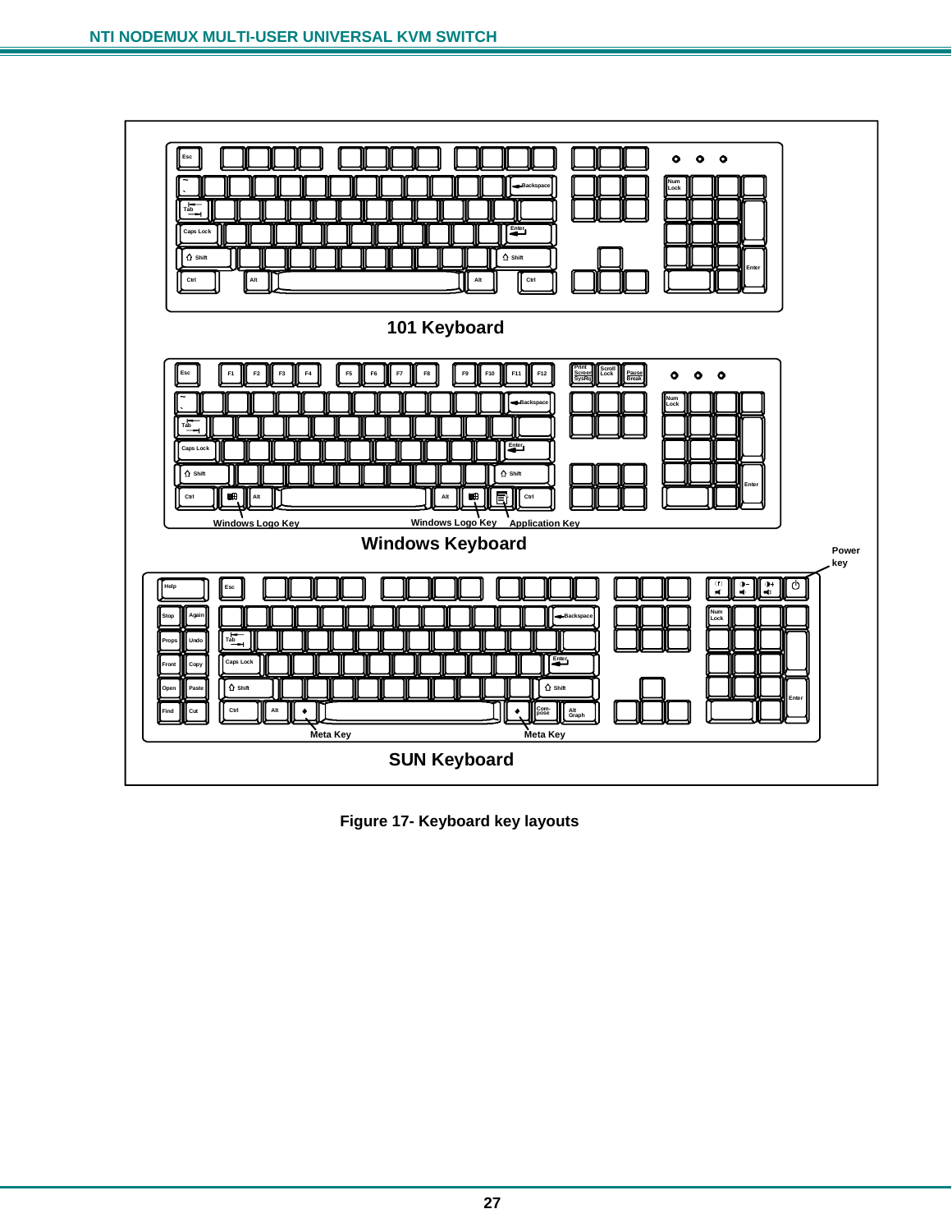101 Keyboard

Windows Keyboard

SUN Keyboard

**Figure 17- Keyboard key layouts**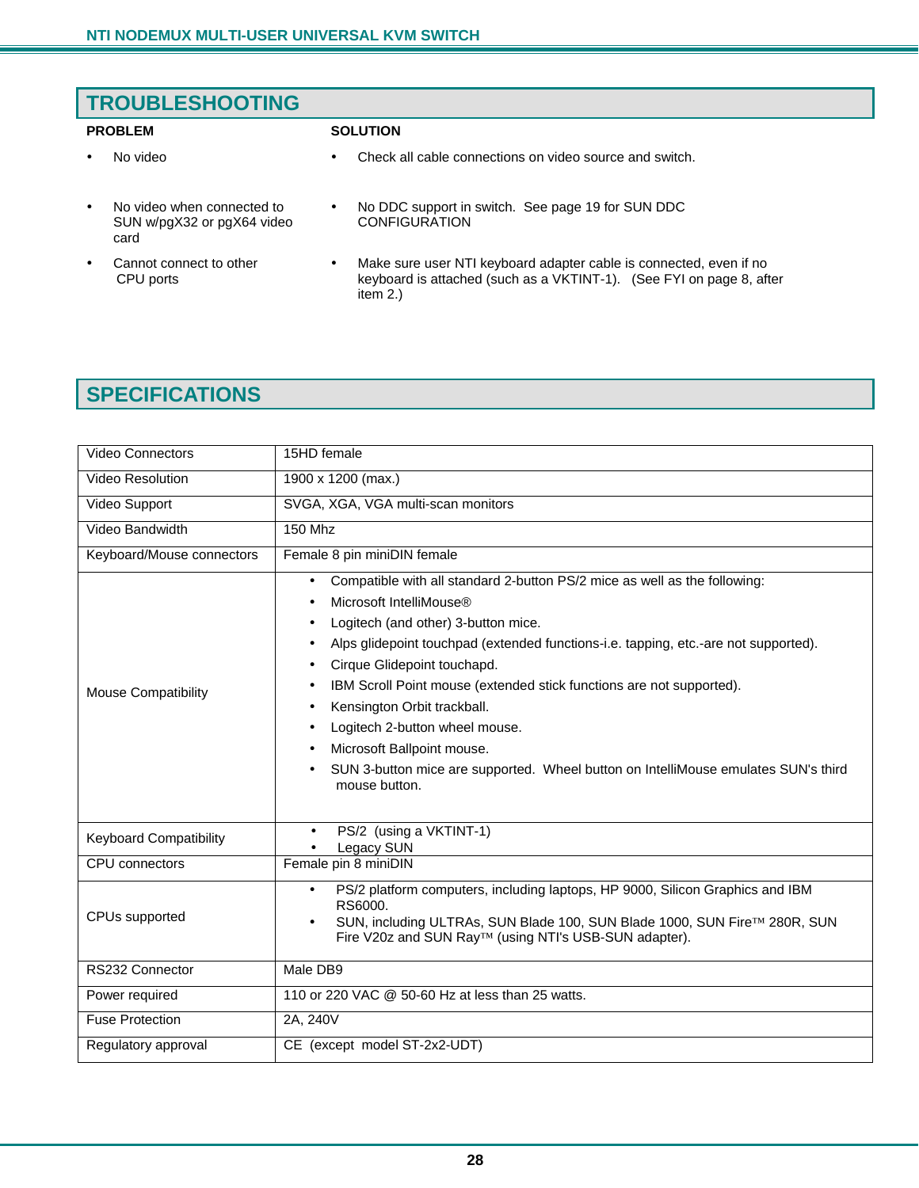## TROUBLESHOOTING

| PROBLEM | SOLUTION |
|---|---|
| • No video | • Check all cable connections on video source and switch. |
| • No video when connected to SUN w/pgX32 or pgX64 video card | • No DDC support in switch. See page 19 for SUN DDC CONFIGURATION |
| • Cannot connect to other CPU ports | • Make sure user NTI keyboard adapter cable is connected, even if no keyboard is attached (such as a VKTINT-1). (See FYI on page 8, after item 2.) |

## SPECIFICATIONS

| | |
|---|---|
| Video Connectors | 15HD female |
| Video Resolution | 1900 x 1200 (max.) |
| Video Support | SVGA, XGA, VGA multi-scan monitors |
| Video Bandwidth | 150 Mhz |
| Keyboard/Mouse connectors | Female 8 pin miniDIN female |
| Mouse Compatibility | • Compatible with all standard 2-button PS/2 mice as well as the following:<br>• Microsoft IntelliMouse®<br>• Logitech (and other) 3-button mice.<br>• Alps glidepoint touchpad (extended functions-i.e. tapping, etc.-are not supported).<br>• Cirque Glidepoint touchapd.<br>• IBM Scroll Point mouse (extended stick functions are not supported).<br>• Kensington Orbit trackball.<br>• Logitech 2-button wheel mouse.<br>• Microsoft Ballpoint mouse.<br>• SUN 3-button mice are supported. Wheel button on IntelliMouse emulates SUN's third mouse button. |
| Keyboard Compatibility | • PS/2 (using a VKTINT-1)<br>• Legacy SUN |
| CPU connectors | Female pin 8 miniDIN |
| CPUs supported | • PS/2 platform computers, including laptops, HP 9000, Silicon Graphics and IBM RS6000.<br>• SUN, including ULTRAs, SUN Blade 100, SUN Blade 1000, SUN Fire™ 280R, SUN Fire V20z and SUN Ray™ (using NTI's USB-SUN adapter). |
| RS232 Connector | Male DB9 |
| Power required | 110 or 220 VAC @ 50-60 Hz at less than 25 watts. |
| Fuse Protection | 2A, 240V |
| Regulatory approval | CE (except model ST-2x2-UDT) |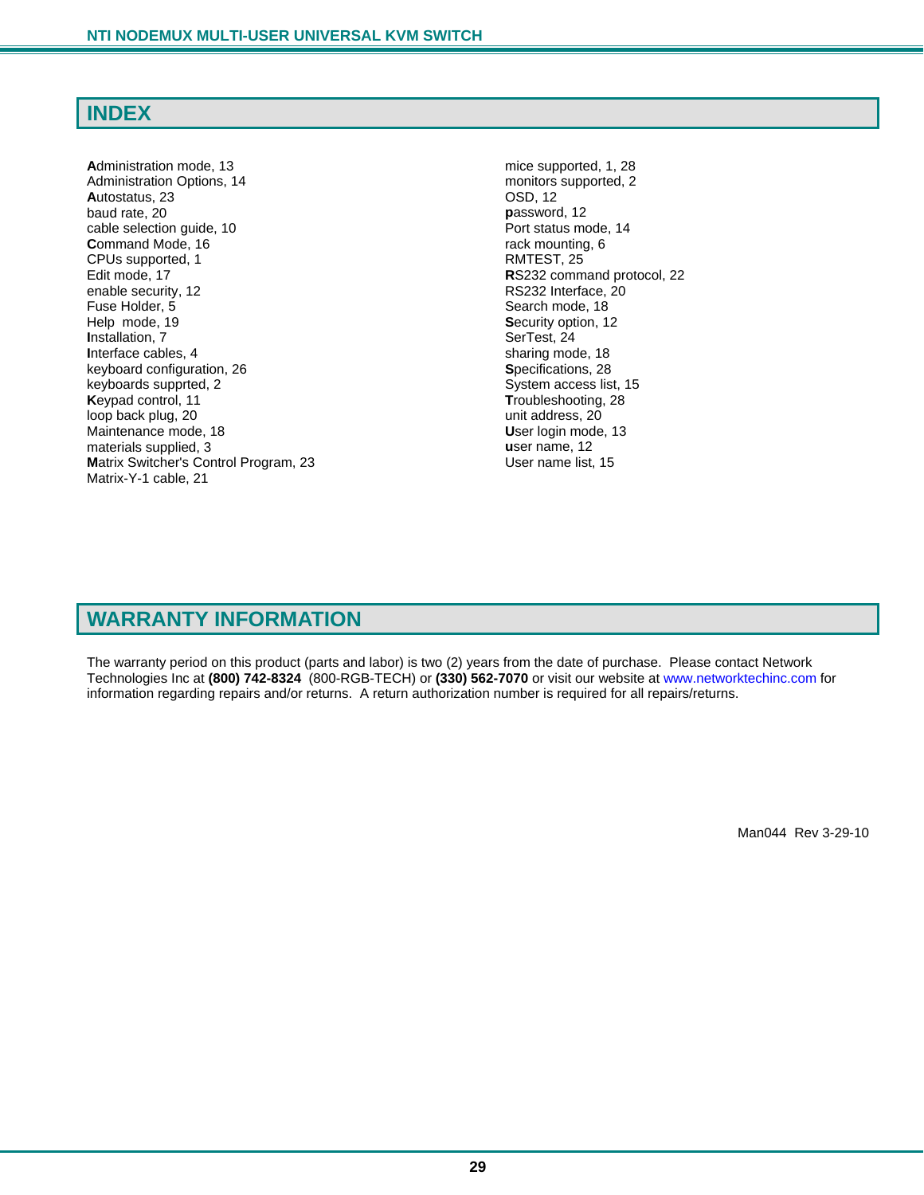## INDEX

**A**dministration mode, 13
Administration Options, 14
**A**utostatus, 23
baud rate, 20
cable selection guide, 10
**C**ommand Mode, 16
CPUs supported, 1
Edit mode, 17
enable security, 12
Fuse Holder, 5
Help mode, 19
**I**nstallation, 7
**I**nterface cables, 4
keyboard configuration, 26
keyboards supprted, 2
**K**eypad control, 11
loop back plug, 20
Maintenance mode, 18
materials supplied, 3
**M**atrix Switcher's Control Program, 23
Matrix-Y-1 cable, 21
mice supported, 1, 28
monitors supported, 2
OSD, 12
**p**assword, 12
Port status mode, 14
rack mounting, 6
RMTEST, 25
**R**S232 command protocol, 22
RS232 Interface, 20
Search mode, 18
**S**ecurity option, 12
SerTest, 24
sharing mode, 18
**S**pecifications, 28
System access list, 15
**T**roubleshooting, 28
unit address, 20
**U**ser login mode, 13
**u**ser name, 12
User name list, 15

## WARRANTY INFORMATION

The warranty period on this product (parts and labor) is two (2) years from the date of purchase. Please contact Network Technologies Inc at **(800) 742-8324** (800-RGB-TECH) or **(330) 562-7070** or visit our website at www.networktechinc.com for information regarding repairs and/or returns. A return authorization number is required for all repairs/returns.

Man044 Rev 3-29-10